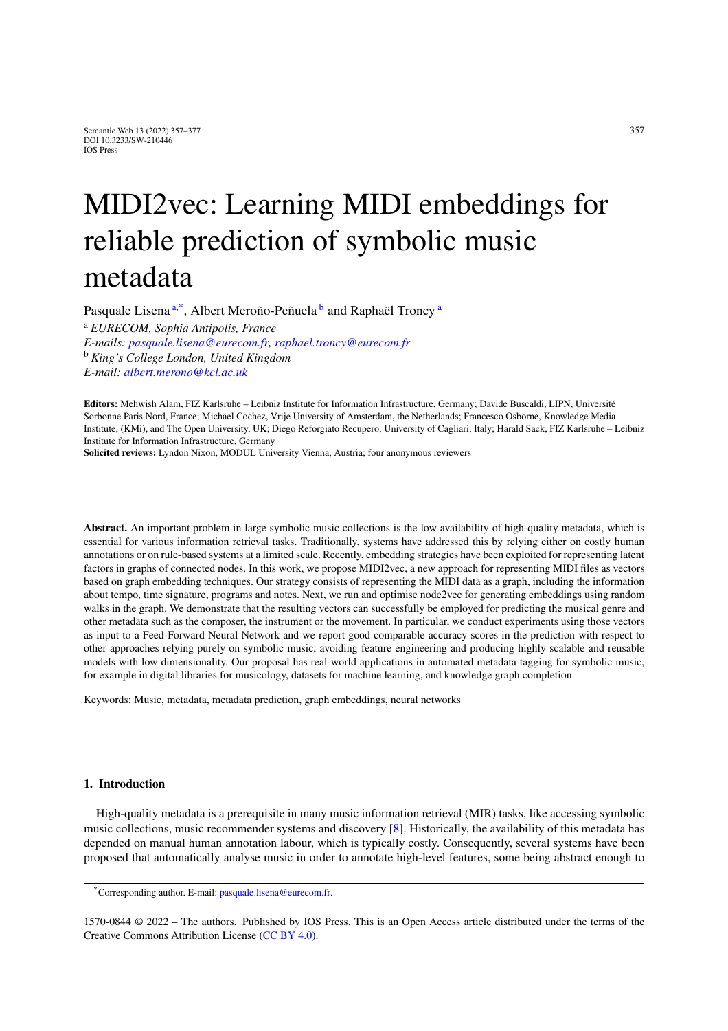# MIDI2vec: Learning MIDI embeddings for reliable prediction of symbolic music metadata

Pasquale Lisena [a,*], Albert Meroño-Peñuela [b] and Raphaël Troncy [a]

[a] *EURECOM, Sophia Antipolis, France*
*E-mails: pasquale.lisena@eurecom.fr, raphael.troncy@eurecom.fr*
[b] *King's College London, United Kingdom*
*E-mail: albert.merono@kcl.ac.uk*

**Editors:** Mehwish Alam, FIZ Karlsruhe – Leibniz Institute for Information Infrastructure, Germany; Davide Buscaldi, LIPN, Université Sorbonne Paris Nord, France; Michael Cochez, Vrije University of Amsterdam, the Netherlands; Francesco Osborne, Knowledge Media Institute, (KMi), and The Open University, UK; Diego Reforgiato Recupero, University of Cagliari, Italy; Harald Sack, FIZ Karlsruhe – Leibniz Institute for Information Infrastructure, Germany
**Solicited reviews:** Lyndon Nixon, MODUL University Vienna, Austria; four anonymous reviewers

**Abstract.** An important problem in large symbolic music collections is the low availability of high-quality metadata, which is essential for various information retrieval tasks. Traditionally, systems have addressed this by relying either on costly human annotations or on rule-based systems at a limited scale. Recently, embedding strategies have been exploited for representing latent factors in graphs of connected nodes. In this work, we propose MIDI2vec, a new approach for representing MIDI files as vectors based on graph embedding techniques. Our strategy consists of representing the MIDI data as a graph, including the information about tempo, time signature, programs and notes. Next, we run and optimise node2vec for generating embeddings using random walks in the graph. We demonstrate that the resulting vectors can successfully be employed for predicting the musical genre and other metadata such as the composer, the instrument or the movement. In particular, we conduct experiments using those vectors as input to a Feed-Forward Neural Network and we report good comparable accuracy scores in the prediction with respect to other approaches relying purely on symbolic music, avoiding feature engineering and producing highly scalable and reusable models with low dimensionality. Our proposal has real-world applications in automated metadata tagging for symbolic music, for example in digital libraries for musicology, datasets for machine learning, and knowledge graph completion.

Keywords: Music, metadata, metadata prediction, graph embeddings, neural networks

## 1. Introduction

High-quality metadata is a prerequisite in many music information retrieval (MIR) tasks, like accessing symbolic music collections, music recommender systems and discovery [8]. Historically, the availability of this metadata has depended on manual human annotation labour, which is typically costly. Consequently, several systems have been proposed that automatically analyse music in order to annotate high-level features, some being abstract enough to

---

[*] Corresponding author. E-mail: pasquale.lisena@eurecom.fr.

1570-0844 © 2022 – The authors. Published by IOS Press. This is an Open Access article distributed under the terms of the Creative Commons Attribution License (CC BY 4.0).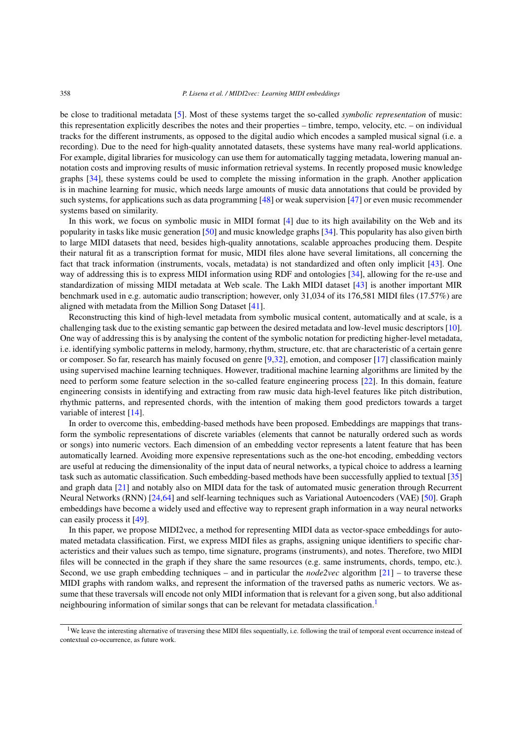be close to traditional metadata [5]. Most of these systems target the so-called *symbolic representation* of music: this representation explicitly describes the notes and their properties – timbre, tempo, velocity, etc. – on individual tracks for the different instruments, as opposed to the digital audio which encodes a sampled musical signal (i.e. a recording). Due to the need for high-quality annotated datasets, these systems have many real-world applications. For example, digital libraries for musicology can use them for automatically tagging metadata, lowering manual annotation costs and improving results of music information retrieval systems. In recently proposed music knowledge graphs [34], these systems could be used to complete the missing information in the graph. Another application is in machine learning for music, which needs large amounts of music data annotations that could be provided by such systems, for applications such as data programming [48] or weak supervision [47] or even music recommender systems based on similarity.

In this work, we focus on symbolic music in MIDI format [4] due to its high availability on the Web and its popularity in tasks like music generation [50] and music knowledge graphs [34]. This popularity has also given birth to large MIDI datasets that need, besides high-quality annotations, scalable approaches producing them. Despite their natural fit as a transcription format for music, MIDI files alone have several limitations, all concerning the fact that track information (instruments, vocals, metadata) is not standardized and often only implicit [43]. One way of addressing this is to express MIDI information using RDF and ontologies [34], allowing for the re-use and standardization of missing MIDI metadata at Web scale. The Lakh MIDI dataset [43] is another important MIR benchmark used in e.g. automatic audio transcription; however, only 31,034 of its 176,581 MIDI files (17.57%) are aligned with metadata from the Million Song Dataset [41].

Reconstructing this kind of high-level metadata from symbolic musical content, automatically and at scale, is a challenging task due to the existing semantic gap between the desired metadata and low-level music descriptors [10]. One way of addressing this is by analysing the content of the symbolic notation for predicting higher-level metadata, i.e. identifying symbolic patterns in melody, harmony, rhythm, structure, etc. that are characteristic of a certain genre or composer. So far, research has mainly focused on genre [9,32], emotion, and composer [17] classification mainly using supervised machine learning techniques. However, traditional machine learning algorithms are limited by the need to perform some feature selection in the so-called feature engineering process [22]. In this domain, feature engineering consists in identifying and extracting from raw music data high-level features like pitch distribution, rhythmic patterns, and represented chords, with the intention of making them good predictors towards a target variable of interest [14].

In order to overcome this, embedding-based methods have been proposed. Embeddings are mappings that transform the symbolic representations of discrete variables (elements that cannot be naturally ordered such as words or songs) into numeric vectors. Each dimension of an embedding vector represents a latent feature that has been automatically learned. Avoiding more expensive representations such as the one-hot encoding, embedding vectors are useful at reducing the dimensionality of the input data of neural networks, a typical choice to address a learning task such as automatic classification. Such embedding-based methods have been successfully applied to textual [35] and graph data [21] and notably also on MIDI data for the task of automated music generation through Recurrent Neural Networks (RNN) [24,64] and self-learning techniques such as Variational Autoencoders (VAE) [50]. Graph embeddings have become a widely used and effective way to represent graph information in a way neural networks can easily process it [49].

In this paper, we propose MIDI2vec, a method for representing MIDI data as vector-space embeddings for automated metadata classification. First, we express MIDI files as graphs, assigning unique identifiers to specific characteristics and their values such as tempo, time signature, programs (instruments), and notes. Therefore, two MIDI files will be connected in the graph if they share the same resources (e.g. same instruments, chords, tempo, etc.). Second, we use graph embedding techniques – and in particular the *node2vec* algorithm [21] – to traverse these MIDI graphs with random walks, and represent the information of the traversed paths as numeric vectors. We assume that these traversals will encode not only MIDI information that is relevant for a given song, but also additional neighbouring information of similar songs that can be relevant for metadata classification.[1]

[1] We leave the interesting alternative of traversing these MIDI files sequentially, i.e. following the trail of temporal event occurrence instead of contextual co-occurrence, as future work.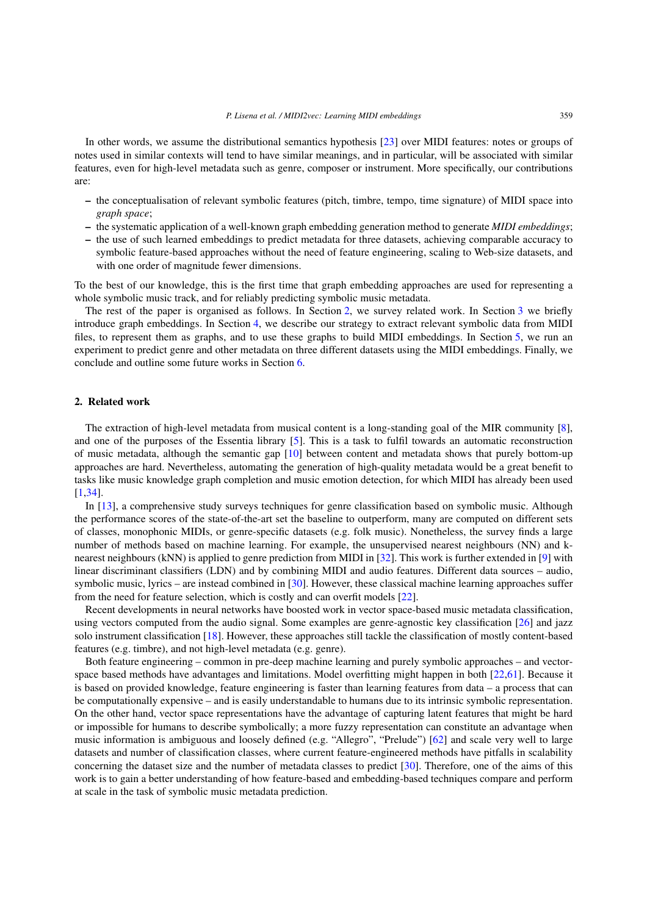In other words, we assume the distributional semantics hypothesis [23] over MIDI features: notes or groups of notes used in similar contexts will tend to have similar meanings, and in particular, will be associated with similar features, even for high-level metadata such as genre, composer or instrument. More specifically, our contributions are:

- the conceptualisation of relevant symbolic features (pitch, timbre, tempo, time signature) of MIDI space into *graph space*;
- the systematic application of a well-known graph embedding generation method to generate *MIDI embeddings*;
- the use of such learned embeddings to predict metadata for three datasets, achieving comparable accuracy to symbolic feature-based approaches without the need of feature engineering, scaling to Web-size datasets, and with one order of magnitude fewer dimensions.

To the best of our knowledge, this is the first time that graph embedding approaches are used for representing a whole symbolic music track, and for reliably predicting symbolic music metadata.

The rest of the paper is organised as follows. In Section 2, we survey related work. In Section 3 we briefly introduce graph embeddings. In Section 4, we describe our strategy to extract relevant symbolic data from MIDI files, to represent them as graphs, and to use these graphs to build MIDI embeddings. In Section 5, we run an experiment to predict genre and other metadata on three different datasets using the MIDI embeddings. Finally, we conclude and outline some future works in Section 6.

## 2. Related work

The extraction of high-level metadata from musical content is a long-standing goal of the MIR community [8], and one of the purposes of the Essentia library [5]. This is a task to fulfil towards an automatic reconstruction of music metadata, although the semantic gap [10] between content and metadata shows that purely bottom-up approaches are hard. Nevertheless, automating the generation of high-quality metadata would be a great benefit to tasks like music knowledge graph completion and music emotion detection, for which MIDI has already been used [1,34].

In [13], a comprehensive study surveys techniques for genre classification based on symbolic music. Although the performance scores of the state-of-the-art set the baseline to outperform, many are computed on different sets of classes, monophonic MIDIs, or genre-specific datasets (e.g. folk music). Nonetheless, the survey finds a large number of methods based on machine learning. For example, the unsupervised nearest neighbours (NN) and k-nearest neighbours (kNN) is applied to genre prediction from MIDI in [32]. This work is further extended in [9] with linear discriminant classifiers (LDN) and by combining MIDI and audio features. Different data sources – audio, symbolic music, lyrics – are instead combined in [30]. However, these classical machine learning approaches suffer from the need for feature selection, which is costly and can overfit models [22].

Recent developments in neural networks have boosted work in vector space-based music metadata classification, using vectors computed from the audio signal. Some examples are genre-agnostic key classification [26] and jazz solo instrument classification [18]. However, these approaches still tackle the classification of mostly content-based features (e.g. timbre), and not high-level metadata (e.g. genre).

Both feature engineering – common in pre-deep machine learning and purely symbolic approaches – and vector-space based methods have advantages and limitations. Model overfitting might happen in both [22,61]. Because it is based on provided knowledge, feature engineering is faster than learning features from data – a process that can be computationally expensive – and is easily understandable to humans due to its intrinsic symbolic representation. On the other hand, vector space representations have the advantage of capturing latent features that might be hard or impossible for humans to describe symbolically; a more fuzzy representation can constitute an advantage when music information is ambiguous and loosely defined (e.g. "Allegro", "Prelude") [62] and scale very well to large datasets and number of classification classes, where current feature-engineered methods have pitfalls in scalability concerning the dataset size and the number of metadata classes to predict [30]. Therefore, one of the aims of this work is to gain a better understanding of how feature-based and embedding-based techniques compare and perform at scale in the task of symbolic music metadata prediction.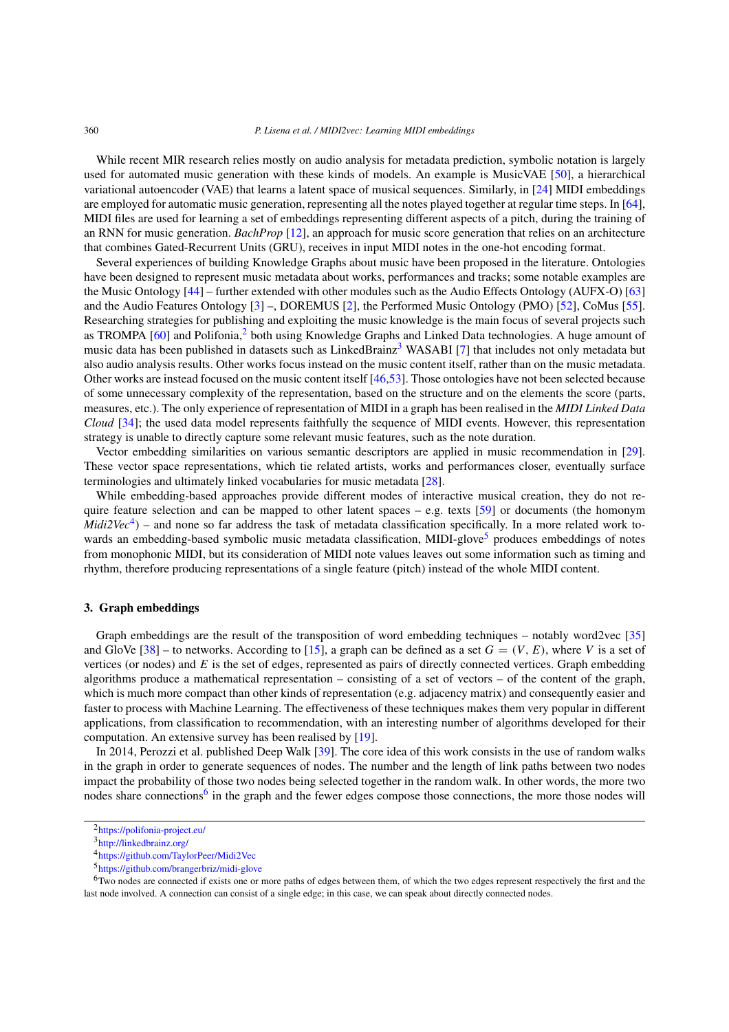While recent MIR research relies mostly on audio analysis for metadata prediction, symbolic notation is largely used for automated music generation with these kinds of models. An example is MusicVAE [50], a hierarchical variational autoencoder (VAE) that learns a latent space of musical sequences. Similarly, in [24] MIDI embeddings are employed for automatic music generation, representing all the notes played together at regular time steps. In [64], MIDI files are used for learning a set of embeddings representing different aspects of a pitch, during the training of an RNN for music generation. *BachProp* [12], an approach for music score generation that relies on an architecture that combines Gated-Recurrent Units (GRU), receives in input MIDI notes in the one-hot encoding format.

Several experiences of building Knowledge Graphs about music have been proposed in the literature. Ontologies have been designed to represent music metadata about works, performances and tracks; some notable examples are the Music Ontology [44] – further extended with other modules such as the Audio Effects Ontology (AUFX-O) [63] and the Audio Features Ontology [3] –, DOREMUS [2], the Performed Music Ontology (PMO) [52], CoMus [55]. Researching strategies for publishing and exploiting the music knowledge is the main focus of several projects such as TROMPA [60] and Polifonia,[2] both using Knowledge Graphs and Linked Data technologies. A huge amount of music data has been published in datasets such as LinkedBrainz[3] WASABI [7] that includes not only metadata but also audio analysis results. Other works focus instead on the music content itself, rather than on the music metadata. Other works are instead focused on the music content itself [46,53]. Those ontologies have not been selected because of some unnecessary complexity of the representation, based on the structure and on the elements the score (parts, measures, etc.). The only experience of representation of MIDI in a graph has been realised in the *MIDI Linked Data Cloud* [34]; the used data model represents faithfully the sequence of MIDI events. However, this representation strategy is unable to directly capture some relevant music features, such as the note duration.

Vector embedding similarities on various semantic descriptors are applied in music recommendation in [29]. These vector space representations, which tie related artists, works and performances closer, eventually surface terminologies and ultimately linked vocabularies for music metadata [28].

While embedding-based approaches provide different modes of interactive musical creation, they do not require feature selection and can be mapped to other latent spaces – e.g. texts [59] or documents (the homonym *Midi2Vec*[4]) – and none so far address the task of metadata classification specifically. In a more related work towards an embedding-based symbolic music metadata classification, MIDI-glove[5] produces embeddings of notes from monophonic MIDI, but its consideration of MIDI note values leaves out some information such as timing and rhythm, therefore producing representations of a single feature (pitch) instead of the whole MIDI content.

## 3. Graph embeddings

Graph embeddings are the result of the transposition of word embedding techniques – notably word2vec [35] and GloVe [38] – to networks. According to [15], a graph can be defined as a set $G = (V, E)$, where $V$ is a set of vertices (or nodes) and $E$ is the set of edges, represented as pairs of directly connected vertices. Graph embedding algorithms produce a mathematical representation – consisting of a set of vectors – of the content of the graph, which is much more compact than other kinds of representation (e.g. adjacency matrix) and consequently easier and faster to process with Machine Learning. The effectiveness of these techniques makes them very popular in different applications, from classification to recommendation, with an interesting number of algorithms developed for their computation. An extensive survey has been realised by [19].

In 2014, Perozzi et al. published Deep Walk [39]. The core idea of this work consists in the use of random walks in the graph in order to generate sequences of nodes. The number and the length of link paths between two nodes impact the probability of those two nodes being selected together in the random walk. In other words, the more two nodes share connections[6] in the graph and the fewer edges compose those connections, the more those nodes will

[2] https://polifonia-project.eu/

[3] http://linkedbrainz.org/

[4] https://github.com/TaylorPeer/Midi2Vec

[5] https://github.com/brangerbriz/midi-glove

[6] Two nodes are connected if exists one or more paths of edges between them, of which the two edges represent respectively the first and the last node involved. A connection can consist of a single edge; in this case, we can speak about directly connected nodes.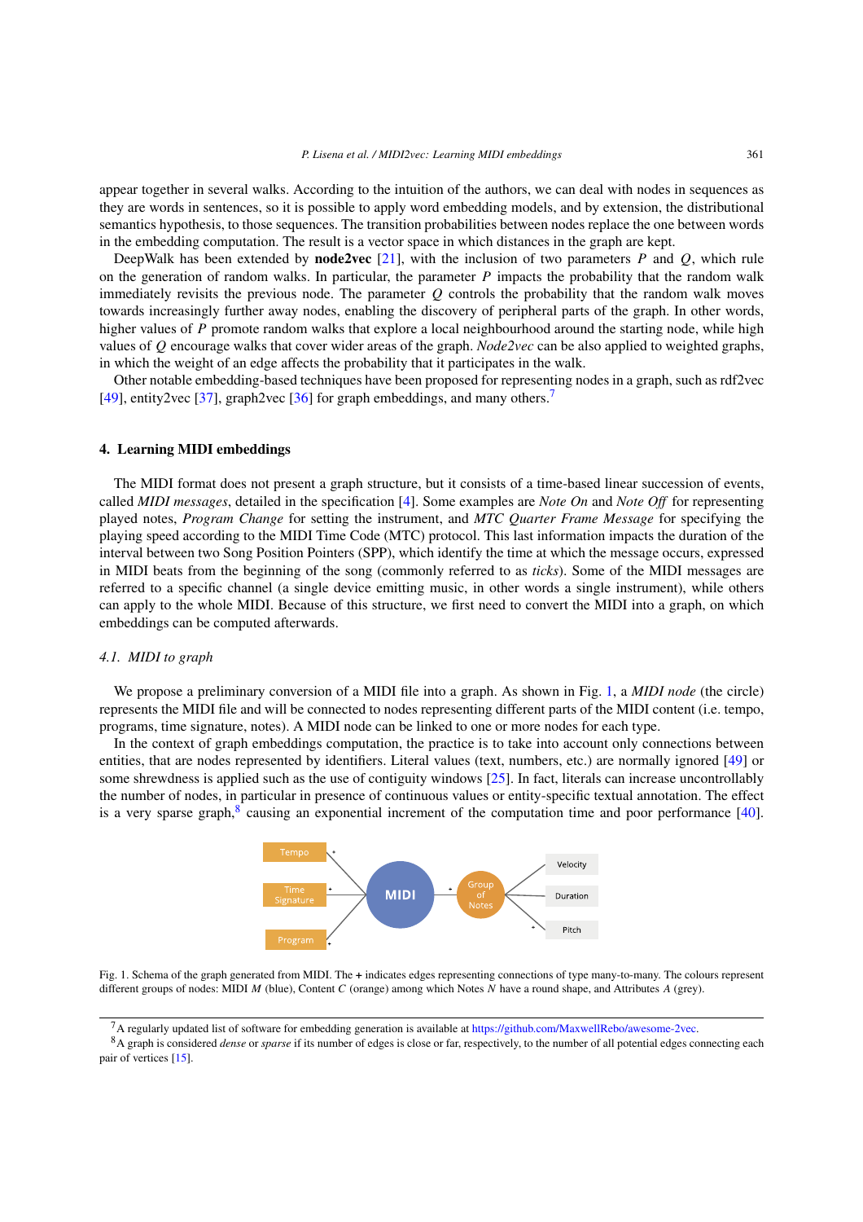appear together in several walks. According to the intuition of the authors, we can deal with nodes in sequences as they are words in sentences, so it is possible to apply word embedding models, and by extension, the distributional semantics hypothesis, to those sequences. The transition probabilities between nodes replace the one between words in the embedding computation. The result is a vector space in which distances in the graph are kept.

DeepWalk has been extended by **node2vec** [21], with the inclusion of two parameters $P$ and $Q$, which rule on the generation of random walks. In particular, the parameter $P$ impacts the probability that the random walk immediately revisits the previous node. The parameter $Q$ controls the probability that the random walk moves towards increasingly further away nodes, enabling the discovery of peripheral parts of the graph. In other words, higher values of $P$ promote random walks that explore a local neighbourhood around the starting node, while high values of $Q$ encourage walks that cover wider areas of the graph. *Node2vec* can be also applied to weighted graphs, in which the weight of an edge affects the probability that it participates in the walk.

Other notable embedding-based techniques have been proposed for representing nodes in a graph, such as rdf2vec [49], entity2vec [37], graph2vec [36] for graph embeddings, and many others.[7]

## 4. Learning MIDI embeddings

The MIDI format does not present a graph structure, but it consists of a time-based linear succession of events, called *MIDI messages*, detailed in the specification [4]. Some examples are *Note On* and *Note Off* for representing played notes, *Program Change* for setting the instrument, and *MTC Quarter Frame Message* for specifying the playing speed according to the MIDI Time Code (MTC) protocol. This last information impacts the duration of the interval between two Song Position Pointers (SPP), which identify the time at which the message occurs, expressed in MIDI beats from the beginning of the song (commonly referred to as *ticks*). Some of the MIDI messages are referred to a specific channel (a single device emitting music, in other words a single instrument), while others can apply to the whole MIDI. Because of this structure, we first need to convert the MIDI into a graph, on which embeddings can be computed afterwards.

### 4.1. MIDI to graph

We propose a preliminary conversion of a MIDI file into a graph. As shown in Fig. 1, a *MIDI node* (the circle) represents the MIDI file and will be connected to nodes representing different parts of the MIDI content (i.e. tempo, programs, time signature, notes). A MIDI node can be linked to one or more nodes for each type.

In the context of graph embeddings computation, the practice is to take into account only connections between entities, that are nodes represented by identifiers. Literal values (text, numbers, etc.) are normally ignored [49] or some shrewdness is applied such as the use of contiguity windows [25]. In fact, literals can increase uncontrollably the number of nodes, in particular in presence of continuous values or entity-specific textual annotation. The effect is a very sparse graph,[8] causing an exponential increment of the computation time and poor performance [40].

Fig. 1. Schema of the graph generated from MIDI. The **+** indicates edges representing connections of type many-to-many. The colours represent different groups of nodes: MIDI $M$ (blue), Content $C$ (orange) among which Notes $N$ have a round shape, and Attributes $A$ (grey).

[7] A regularly updated list of software for embedding generation is available at https://github.com/MaxwellRebo/awesome-2vec.

[8] A graph is considered *dense* or *sparse* if its number of edges is close or far, respectively, to the number of all potential edges connecting each pair of vertices [15].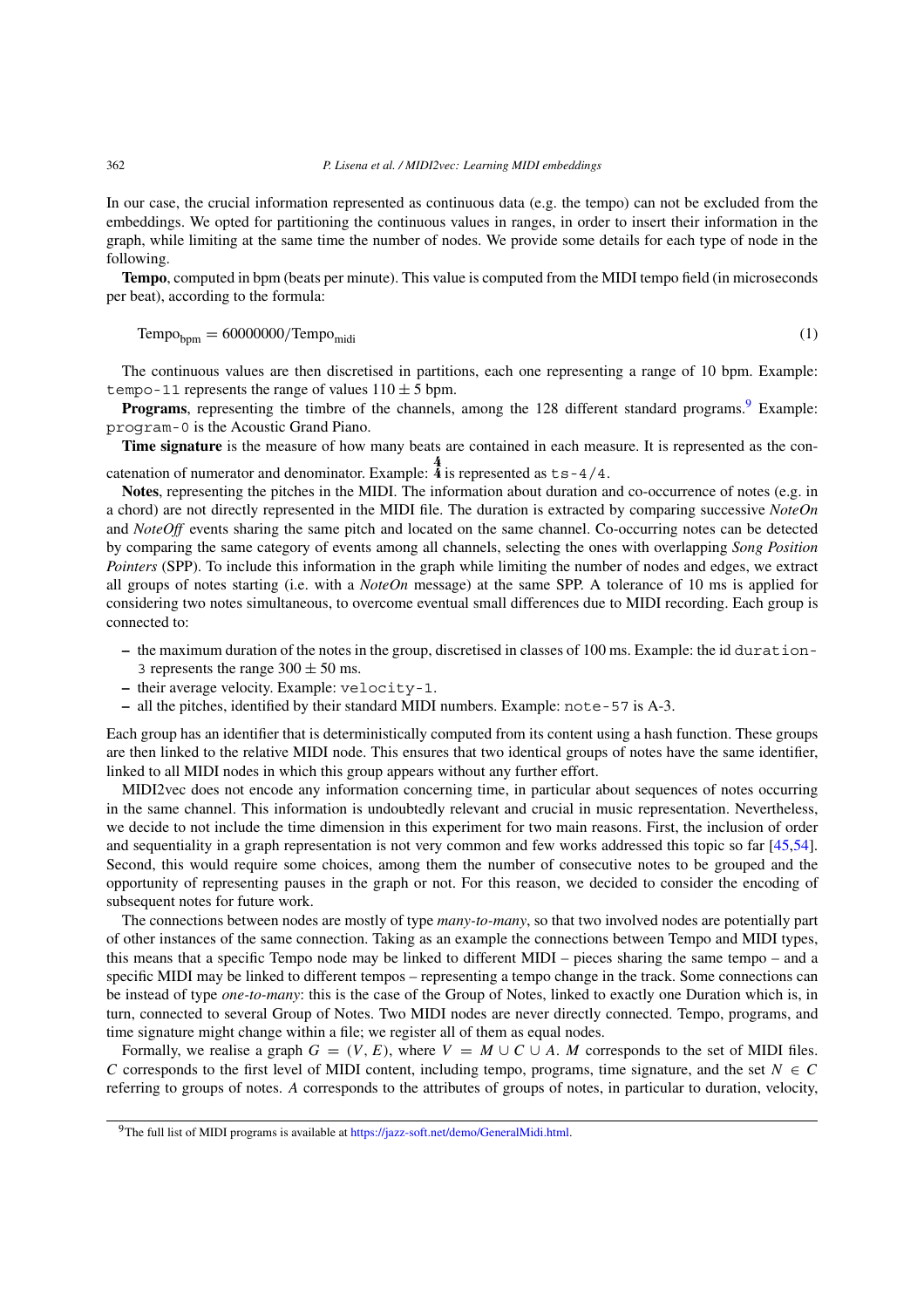In our case, the crucial information represented as continuous data (e.g. the tempo) can not be excluded from the embeddings. We opted for partitioning the continuous values in ranges, in order to insert their information in the graph, while limiting at the same time the number of nodes. We provide some details for each type of node in the following.

**Tempo**, computed in bpm (beats per minute). This value is computed from the MIDI tempo field (in microseconds per beat), according to the formula:

$$\text{Tempo}_{\text{bpm}} = 60000000/\text{Tempo}_{\text{midi}} \tag{1}$$

The continuous values are then discretised in partitions, each one representing a range of 10 bpm. Example: `tempo-11` represents the range of values $110 \pm 5$ bpm.

**Programs**, representing the timbre of the channels, among the 128 different standard programs.[9] Example: `program-0` is the Acoustic Grand Piano.

**Time signature** is the measure of how many beats are contained in each measure. It is represented as the concatenation of numerator and denominator. Example: $\frac{4}{4}$ is represented as `ts-4/4`.

**Notes**, representing the pitches in the MIDI. The information about duration and co-occurrence of notes (e.g. in a chord) are not directly represented in the MIDI file. The duration is extracted by comparing successive *NoteOn* and *NoteOff* events sharing the same pitch and located on the same channel. Co-occurring notes can be detected by comparing the same category of events among all channels, selecting the ones with overlapping *Song Position Pointers* (SPP). To include this information in the graph while limiting the number of nodes and edges, we extract all groups of notes starting (i.e. with a *NoteOn* message) at the same SPP. A tolerance of 10 ms is applied for considering two notes simultaneous, to overcome eventual small differences due to MIDI recording. Each group is connected to:

- the maximum duration of the notes in the group, discretised in classes of 100 ms. Example: the id `duration-3` represents the range $300 \pm 50$ ms.
- their average velocity. Example: `velocity-1`.
- all the pitches, identified by their standard MIDI numbers. Example: `note-57` is A-3.

Each group has an identifier that is deterministically computed from its content using a hash function. These groups are then linked to the relative MIDI node. This ensures that two identical groups of notes have the same identifier, linked to all MIDI nodes in which this group appears without any further effort.

MIDI2vec does not encode any information concerning time, in particular about sequences of notes occurring in the same channel. This information is undoubtedly relevant and crucial in music representation. Nevertheless, we decide to not include the time dimension in this experiment for two main reasons. First, the inclusion of order and sequentiality in a graph representation is not very common and few works addressed this topic so far [45,54]. Second, this would require some choices, among them the number of consecutive notes to be grouped and the opportunity of representing pauses in the graph or not. For this reason, we decided to consider the encoding of subsequent notes for future work.

The connections between nodes are mostly of type *many-to-many*, so that two involved nodes are potentially part of other instances of the same connection. Taking as an example the connections between Tempo and MIDI types, this means that a specific Tempo node may be linked to different MIDI – pieces sharing the same tempo – and a specific MIDI may be linked to different tempos – representing a tempo change in the track. Some connections can be instead of type *one-to-many*: this is the case of the Group of Notes, linked to exactly one Duration which is, in turn, connected to several Group of Notes. Two MIDI nodes are never directly connected. Tempo, programs, and time signature might change within a file; we register all of them as equal nodes.

Formally, we realise a graph $G = (V, E)$, where $V = M \cup C \cup A$. $M$ corresponds to the set of MIDI files. $C$ corresponds to the first level of MIDI content, including tempo, programs, time signature, and the set $N \in C$ referring to groups of notes. $A$ corresponds to the attributes of groups of notes, in particular to duration, velocity,

[9] The full list of MIDI programs is available at https://jazz-soft.net/demo/GeneralMidi.html.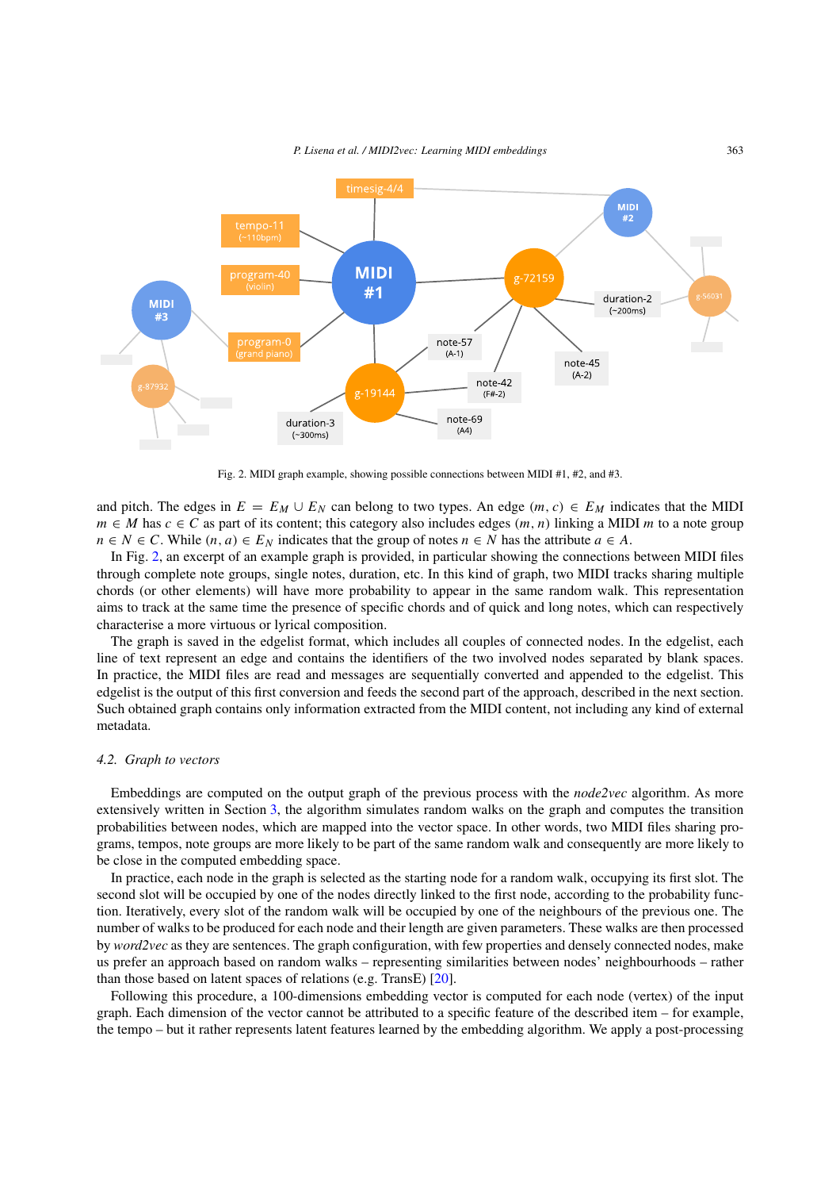Fig. 2. MIDI graph example, showing possible connections between MIDI #1, #2, and #3.

and pitch. The edges in $E = E_M \cup E_N$ can belong to two types. An edge $(m, c) \in E_M$ indicates that the MIDI $m \in M$ has $c \in C$ as part of its content; this category also includes edges $(m, n)$ linking a MIDI $m$ to a note group $n \in N \in C$. While $(n, a) \in E_N$ indicates that the group of notes $n \in N$ has the attribute $a \in A$.

In Fig. 2, an excerpt of an example graph is provided, in particular showing the connections between MIDI files through complete note groups, single notes, duration, etc. In this kind of graph, two MIDI tracks sharing multiple chords (or other elements) will have more probability to appear in the same random walk. This representation aims to track at the same time the presence of specific chords and of quick and long notes, which can respectively characterise a more virtuous or lyrical composition.

The graph is saved in the edgelist format, which includes all couples of connected nodes. In the edgelist, each line of text represent an edge and contains the identifiers of the two involved nodes separated by blank spaces. In practice, the MIDI files are read and messages are sequentially converted and appended to the edgelist. This edgelist is the output of this first conversion and feeds the second part of the approach, described in the next section. Such obtained graph contains only information extracted from the MIDI content, not including any kind of external metadata.

### 4.2. *Graph to vectors*

Embeddings are computed on the output graph of the previous process with the *node2vec* algorithm. As more extensively written in Section 3, the algorithm simulates random walks on the graph and computes the transition probabilities between nodes, which are mapped into the vector space. In other words, two MIDI files sharing programs, tempos, note groups are more likely to be part of the same random walk and consequently are more likely to be close in the computed embedding space.

In practice, each node in the graph is selected as the starting node for a random walk, occupying its first slot. The second slot will be occupied by one of the nodes directly linked to the first node, according to the probability function. Iteratively, every slot of the random walk will be occupied by one of the neighbours of the previous one. The number of walks to be produced for each node and their length are given parameters. These walks are then processed by *word2vec* as they are sentences. The graph configuration, with few properties and densely connected nodes, make us prefer an approach based on random walks – representing similarities between nodes' neighbourhoods – rather than those based on latent spaces of relations (e.g. TransE) [20].

Following this procedure, a 100-dimensions embedding vector is computed for each node (vertex) of the input graph. Each dimension of the vector cannot be attributed to a specific feature of the described item – for example, the tempo – but it rather represents latent features learned by the embedding algorithm. We apply a post-processing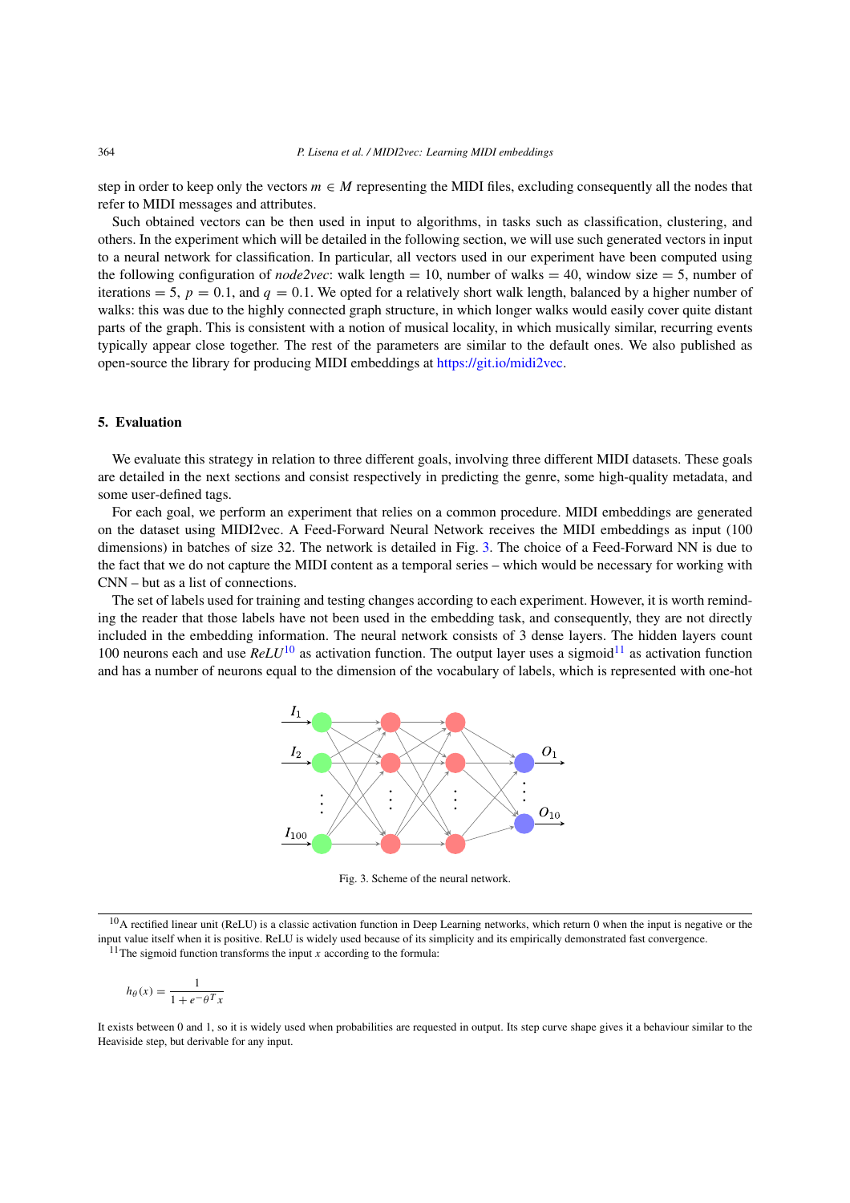step in order to keep only the vectors $m \in M$ representing the MIDI files, excluding consequently all the nodes that refer to MIDI messages and attributes.

Such obtained vectors can be then used in input to algorithms, in tasks such as classification, clustering, and others. In the experiment which will be detailed in the following section, we will use such generated vectors in input to a neural network for classification. In particular, all vectors used in our experiment have been computed using the following configuration of *node2vec*: walk length $= 10$, number of walks $= 40$, window size $= 5$, number of iterations $= 5$, $p = 0.1$, and $q = 0.1$. We opted for a relatively short walk length, balanced by a higher number of walks: this was due to the highly connected graph structure, in which longer walks would easily cover quite distant parts of the graph. This is consistent with a notion of musical locality, in which musically similar, recurring events typically appear close together. The rest of the parameters are similar to the default ones. We also published as open-source the library for producing MIDI embeddings at https://git.io/midi2vec.

## 5. Evaluation

We evaluate this strategy in relation to three different goals, involving three different MIDI datasets. These goals are detailed in the next sections and consist respectively in predicting the genre, some high-quality metadata, and some user-defined tags.

For each goal, we perform an experiment that relies on a common procedure. MIDI embeddings are generated on the dataset using MIDI2vec. A Feed-Forward Neural Network receives the MIDI embeddings as input (100 dimensions) in batches of size 32. The network is detailed in Fig. 3. The choice of a Feed-Forward NN is due to the fact that we do not capture the MIDI content as a temporal series – which would be necessary for working with CNN – but as a list of connections.

The set of labels used for training and testing changes according to each experiment. However, it is worth reminding the reader that those labels have not been used in the embedding task, and consequently, they are not directly included in the embedding information. The neural network consists of 3 dense layers. The hidden layers count 100 neurons each and use *ReLU*[10] as activation function. The output layer uses a sigmoid[11] as activation function and has a number of neurons equal to the dimension of the vocabulary of labels, which is represented with one-hot

Fig. 3. Scheme of the neural network.

[10] A rectified linear unit (ReLU) is a classic activation function in Deep Learning networks, which return 0 when the input is negative or the input value itself when it is positive. ReLU is widely used because of its simplicity and its empirically demonstrated fast convergence.

[11] The sigmoid function transforms the input $x$ according to the formula:

$$h_\theta(x) = \frac{1}{1 + e^{-\theta^T x}}$$

It exists between 0 and 1, so it is widely used when probabilities are requested in output. Its step curve shape gives it a behaviour similar to the Heaviside step, but derivable for any input.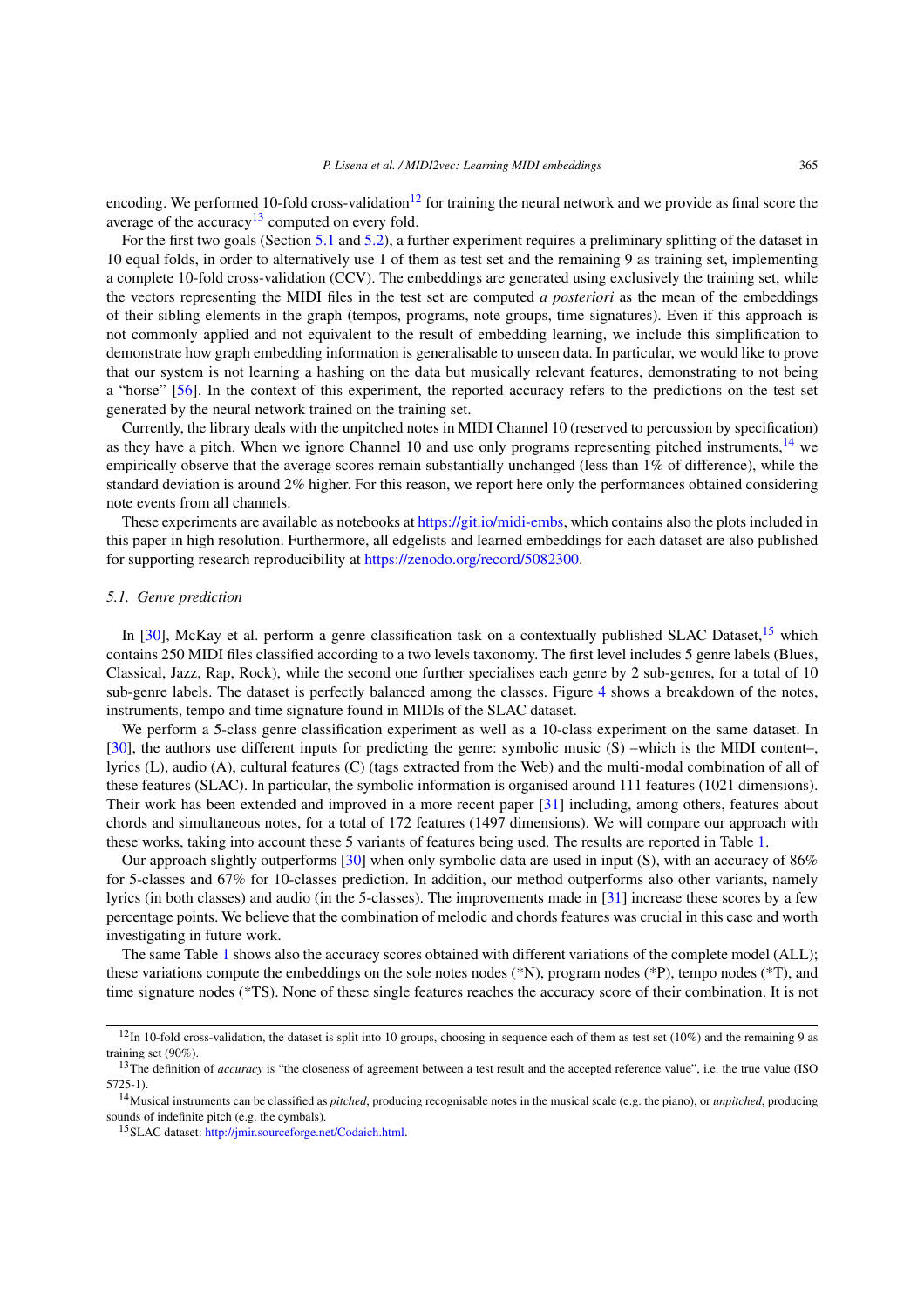encoding. We performed 10-fold cross-validation[12] for training the neural network and we provide as final score the average of the accuracy[13] computed on every fold.

For the first two goals (Section 5.1 and 5.2), a further experiment requires a preliminary splitting of the dataset in 10 equal folds, in order to alternatively use 1 of them as test set and the remaining 9 as training set, implementing a complete 10-fold cross-validation (CCV). The embeddings are generated using exclusively the training set, while the vectors representing the MIDI files in the test set are computed *a posteriori* as the mean of the embeddings of their sibling elements in the graph (tempos, programs, note groups, time signatures). Even if this approach is not commonly applied and not equivalent to the result of embedding learning, we include this simplification to demonstrate how graph embedding information is generalisable to unseen data. In particular, we would like to prove that our system is not learning a hashing on the data but musically relevant features, demonstrating to not being a "horse" [56]. In the context of this experiment, the reported accuracy refers to the predictions on the test set generated by the neural network trained on the training set.

Currently, the library deals with the unpitched notes in MIDI Channel 10 (reserved to percussion by specification) as they have a pitch. When we ignore Channel 10 and use only programs representing pitched instruments,[14] we empirically observe that the average scores remain substantially unchanged (less than 1% of difference), while the standard deviation is around 2% higher. For this reason, we report here only the performances obtained considering note events from all channels.

These experiments are available as notebooks at https://git.io/midi-embs, which contains also the plots included in this paper in high resolution. Furthermore, all edgelists and learned embeddings for each dataset are also published for supporting research reproducibility at https://zenodo.org/record/5082300.

### 5.1. Genre prediction

In [30], McKay et al. perform a genre classification task on a contextually published SLAC Dataset,[15] which contains 250 MIDI files classified according to a two levels taxonomy. The first level includes 5 genre labels (Blues, Classical, Jazz, Rap, Rock), while the second one further specialises each genre by 2 sub-genres, for a total of 10 sub-genre labels. The dataset is perfectly balanced among the classes. Figure 4 shows a breakdown of the notes, instruments, tempo and time signature found in MIDIs of the SLAC dataset.

We perform a 5-class genre classification experiment as well as a 10-class experiment on the same dataset. In [30], the authors use different inputs for predicting the genre: symbolic music (S) –which is the MIDI content–, lyrics (L), audio (A), cultural features (C) (tags extracted from the Web) and the multi-modal combination of all of these features (SLAC). In particular, the symbolic information is organised around 111 features (1021 dimensions). Their work has been extended and improved in a more recent paper [31] including, among others, features about chords and simultaneous notes, for a total of 172 features (1497 dimensions). We will compare our approach with these works, taking into account these 5 variants of features being used. The results are reported in Table 1.

Our approach slightly outperforms [30] when only symbolic data are used in input (S), with an accuracy of 86% for 5-classes and 67% for 10-classes prediction. In addition, our method outperforms also other variants, namely lyrics (in both classes) and audio (in the 5-classes). The improvements made in [31] increase these scores by a few percentage points. We believe that the combination of melodic and chords features was crucial in this case and worth investigating in future work.

The same Table 1 shows also the accuracy scores obtained with different variations of the complete model (ALL); these variations compute the embeddings on the sole notes nodes (*N), program nodes (*P), tempo nodes (*T), and time signature nodes (*TS). None of these single features reaches the accuracy score of their combination. It is not

---

[12] In 10-fold cross-validation, the dataset is split into 10 groups, choosing in sequence each of them as test set (10%) and the remaining 9 as training set (90%).

[13] The definition of *accuracy* is "the closeness of agreement between a test result and the accepted reference value", i.e. the true value (ISO 5725-1).

[14] Musical instruments can be classified as *pitched*, producing recognisable notes in the musical scale (e.g. the piano), or *unpitched*, producing sounds of indefinite pitch (e.g. the cymbals).

[15] SLAC dataset: http://jmir.sourceforge.net/Codaich.html.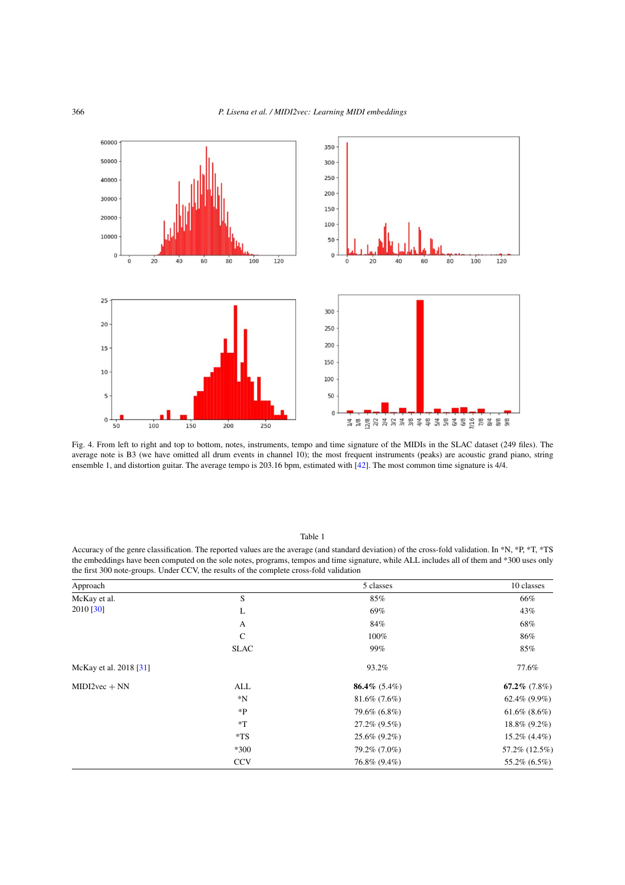Fig. 4. From left to right and top to bottom, notes, instruments, tempo and time signature of the MIDIs in the SLAC dataset (249 files). The average note is B3 (we have omitted all drum events in channel 10); the most frequent instruments (peaks) are acoustic grand piano, string ensemble 1, and distortion guitar. The average tempo is 203.16 bpm, estimated with [42]. The most common time signature is 4/4.

Table 1

Accuracy of the genre classification. The reported values are the average (and standard deviation) of the cross-fold validation. In *N, *P, *T, *TS the embeddings have been computed on the sole notes, programs, tempos and time signature, while ALL includes all of them and *300 uses only the first 300 note-groups. Under CCV, the results of the complete cross-fold validation

| Approach | | 5 classes | 10 classes |
|---|---|---|---|
| McKay et al. 2010 [30] | S | 85% | 66% |
| | L | 69% | 43% |
| | A | 84% | 68% |
| | C | 100% | 86% |
| | SLAC | 99% | 85% |
| McKay et al. 2018 [31] | | 93.2% | 77.6% |
| MIDI2vec + NN | ALL | **86.4%** (5.4%) | **67.2%** (7.8%) |
| | *N | 81.6% (7.6%) | 62.4% (9.9%) |
| | *P | 79.6% (6.8%) | 61.6% (8.6%) |
| | *T | 27.2% (9.5%) | 18.8% (9.2%) |
| | *TS | 25.6% (9.2%) | 15.2% (4.4%) |
| | *300 | 79.2% (7.0%) | 57.2% (12.5%) |
| | CCV | 76.8% (9.4%) | 55.2% (6.5%) |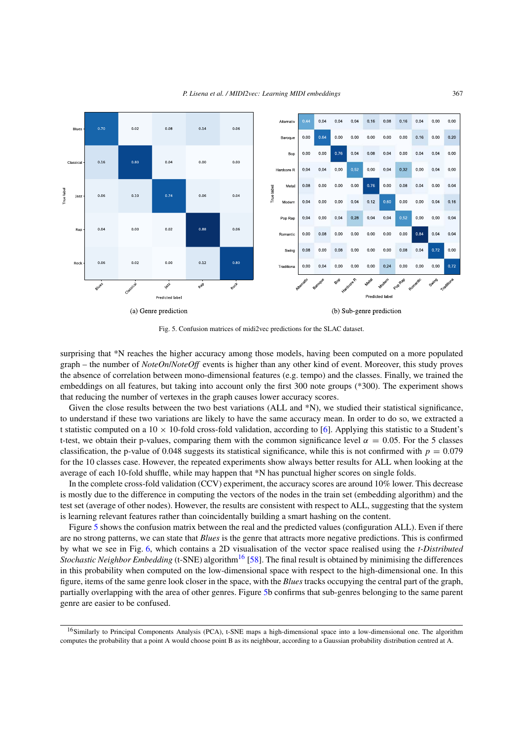(a) Genre prediction

(b) Sub-genre prediction

Fig. 5. Confusion matrices of midi2vec predictions for the SLAC dataset.

surprising that *N reaches the higher accuracy among those models, having been computed on a more populated graph – the number of *NoteOn*/*NoteOff* events is higher than any other kind of event. Moreover, this study proves the absence of correlation between mono-dimensional features (e.g. tempo) and the classes. Finally, we trained the embeddings on all features, but taking into account only the first 300 note groups (*300). The experiment shows that reducing the number of vertexes in the graph causes lower accuracy scores.

Given the close results between the two best variations (ALL and *N), we studied their statistical significance, to understand if these two variations are likely to have the same accuracy mean. In order to do so, we extracted a t statistic computed on a $10 \times 10$-fold cross-fold validation, according to [6]. Applying this statistic to a Student's t-test, we obtain their p-values, comparing them with the common significance level $\alpha = 0.05$. For the 5 classes classification, the p-value of 0.048 suggests its statistical significance, while this is not confirmed with $p = 0.079$ for the 10 classes case. However, the repeated experiments show always better results for ALL when looking at the average of each 10-fold shuffle, while may happen that *N has punctual higher scores on single folds.

In the complete cross-fold validation (CCV) experiment, the accuracy scores are around 10% lower. This decrease is mostly due to the difference in computing the vectors of the nodes in the train set (embedding algorithm) and the test set (average of other nodes). However, the results are consistent with respect to ALL, suggesting that the system is learning relevant features rather than coincidentally building a smart hashing on the content.

Figure 5 shows the confusion matrix between the real and the predicted values (configuration ALL). Even if there are no strong patterns, we can state that *Blues* is the genre that attracts more negative predictions. This is confirmed by what we see in Fig. 6, which contains a 2D visualisation of the vector space realised using the *t-Distributed Stochastic Neighbor Embedding* (t-SNE) algorithm[16] [58]. The final result is obtained by minimising the differences in this probability when computed on the low-dimensional space with respect to the high-dimensional one. In this figure, items of the same genre look closer in the space, with the *Blues* tracks occupying the central part of the graph, partially overlapping with the area of other genres. Figure 5b confirms that sub-genres belonging to the same parent genre are easier to be confused.

[16] Similarly to Principal Components Analysis (PCA), t-SNE maps a high-dimensional space into a low-dimensional one. The algorithm computes the probability that a point A would choose point B as its neighbour, according to a Gaussian probability distribution centred at A.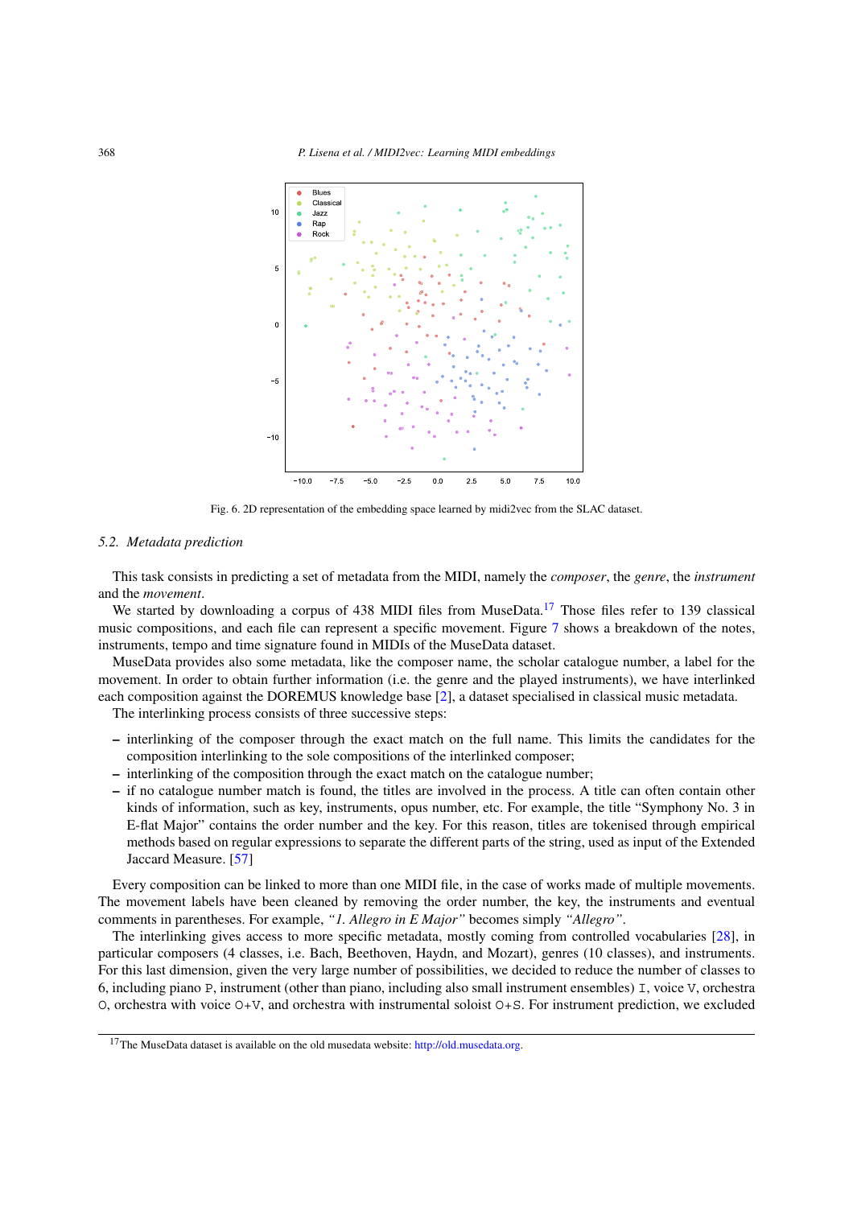Fig. 6. 2D representation of the embedding space learned by midi2vec from the SLAC dataset.

### 5.2. Metadata prediction

This task consists in predicting a set of metadata from the MIDI, namely the *composer*, the *genre*, the *instrument* and the *movement*.

We started by downloading a corpus of 438 MIDI files from MuseData.[17] Those files refer to 139 classical music compositions, and each file can represent a specific movement. Figure 7 shows a breakdown of the notes, instruments, tempo and time signature found in MIDIs of the MuseData dataset.

MuseData provides also some metadata, like the composer name, the scholar catalogue number, a label for the movement. In order to obtain further information (i.e. the genre and the played instruments), we have interlinked each composition against the DOREMUS knowledge base [2], a dataset specialised in classical music metadata.

The interlinking process consists of three successive steps:

- interlinking of the composer through the exact match on the full name. This limits the candidates for the composition interlinking to the sole compositions of the interlinked composer;
- interlinking of the composition through the exact match on the catalogue number;
- if no catalogue number match is found, the titles are involved in the process. A title can often contain other kinds of information, such as key, instruments, opus number, etc. For example, the title "Symphony No. 3 in E-flat Major" contains the order number and the key. For this reason, titles are tokenised through empirical methods based on regular expressions to separate the different parts of the string, used as input of the Extended Jaccard Measure. [57]

Every composition can be linked to more than one MIDI file, in the case of works made of multiple movements. The movement labels have been cleaned by removing the order number, the key, the instruments and eventual comments in parentheses. For example, *"1. Allegro in E Major"* becomes simply *"Allegro"*.

The interlinking gives access to more specific metadata, mostly coming from controlled vocabularies [28], in particular composers (4 classes, i.e. Bach, Beethoven, Haydn, and Mozart), genres (10 classes), and instruments. For this last dimension, given the very large number of possibilities, we decided to reduce the number of classes to 6, including piano `P`, instrument (other than piano, including also small instrument ensembles) `I`, voice `V`, orchestra `O`, orchestra with voice `O+V`, and orchestra with instrumental soloist `O+S`. For instrument prediction, we excluded

[17] The MuseData dataset is available on the old musedata website: http://old.musedata.org.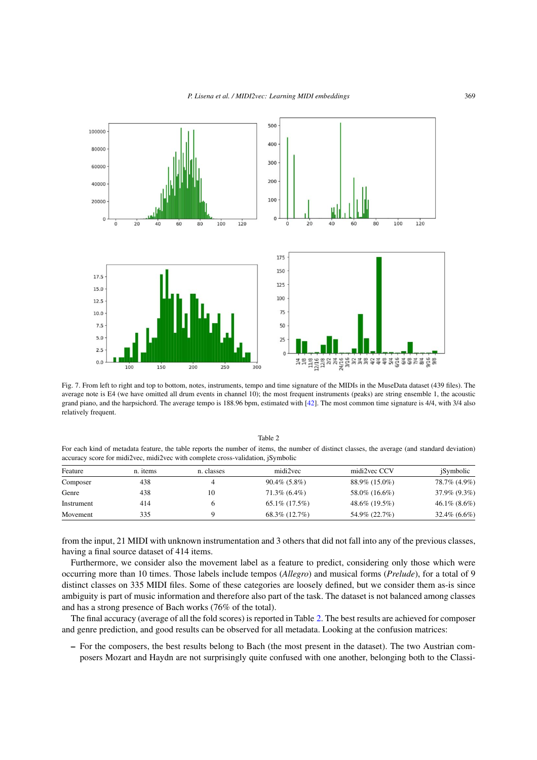Fig. 7. From left to right and top to bottom, notes, instruments, tempo and time signature of the MIDIs in the MuseData dataset (439 files). The average note is E4 (we have omitted all drum events in channel 10); the most frequent instruments (peaks) are string ensemble 1, the acoustic grand piano, and the harpsichord. The average tempo is 188.96 bpm, estimated with [42]. The most common time signature is 4/4, with 3/4 also relatively frequent.

Table 2

For each kind of metadata feature, the table reports the number of items, the number of distinct classes, the average (and standard deviation) accuracy score for midi2vec, midi2vec with complete cross-validation, jSymbolic

| Feature | n. items | n. classes | midi2vec | midi2vec CCV | jSymbolic |
|---|---|---|---|---|---|
| Composer | 438 | 4 | 90.4% (5.8%) | 88.9% (15.0%) | 78.7% (4.9%) |
| Genre | 438 | 10 | 71.3% (6.4%) | 58.0% (16.6%) | 37.9% (9.3%) |
| Instrument | 414 | 6 | 65.1% (17.5%) | 48.6% (19.5%) | 46.1% (8.6%) |
| Movement | 335 | 9 | 68.3% (12.7%) | 54.9% (22.7%) | 32.4% (6.6%) |

from the input, 21 MIDI with unknown instrumentation and 3 others that did not fall into any of the previous classes, having a final source dataset of 414 items.

Furthermore, we consider also the movement label as a feature to predict, considering only those which were occurring more than 10 times. Those labels include tempos (*Allegro*) and musical forms (*Prelude*), for a total of 9 distinct classes on 335 MIDI files. Some of these categories are loosely defined, but we consider them as-is since ambiguity is part of music information and therefore also part of the task. The dataset is not balanced among classes and has a strong presence of Bach works (76% of the total).

The final accuracy (average of all the fold scores) is reported in Table 2. The best results are achieved for composer and genre prediction, and good results can be observed for all metadata. Looking at the confusion matrices:

– For the composers, the best results belong to Bach (the most present in the dataset). The two Austrian composers Mozart and Haydn are not surprisingly quite confused with one another, belonging both to the Classi-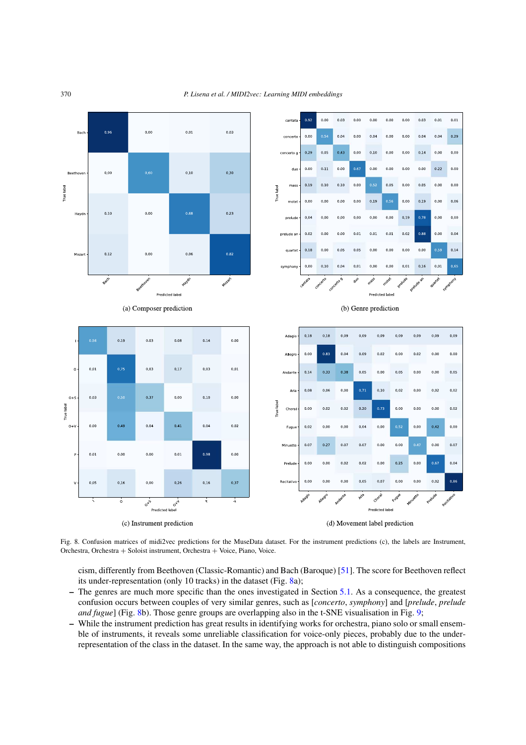(a) Composer prediction

(b) Genre prediction

(c) Instrument prediction

(d) Movement label prediction

Fig. 8. Confusion matrices of midi2vec predictions for the MuseData dataset. For the instrument predictions (c), the labels are Instrument, Orchestra, Orchestra + Soloist instrument, Orchestra + Voice, Piano, Voice.

cism, differently from Beethoven (Classic-Romantic) and Bach (Baroque) [51]. The score for Beethoven reflect its under-representation (only 10 tracks) in the dataset (Fig. 8a);

- The genres are much more specific than the ones investigated in Section 5.1. As a consequence, the greatest confusion occurs between couples of very similar genres, such as [*concerto*, *symphony*] and [*prelude*, *prelude and fugue*] (Fig. 8b). Those genre groups are overlapping also in the t-SNE visualisation in Fig. 9;
- While the instrument prediction has great results in identifying works for orchestra, piano solo or small ensemble of instruments, it reveals some unreliable classification for voice-only pieces, probably due to the under-representation of the class in the dataset. In the same way, the approach is not able to distinguish compositions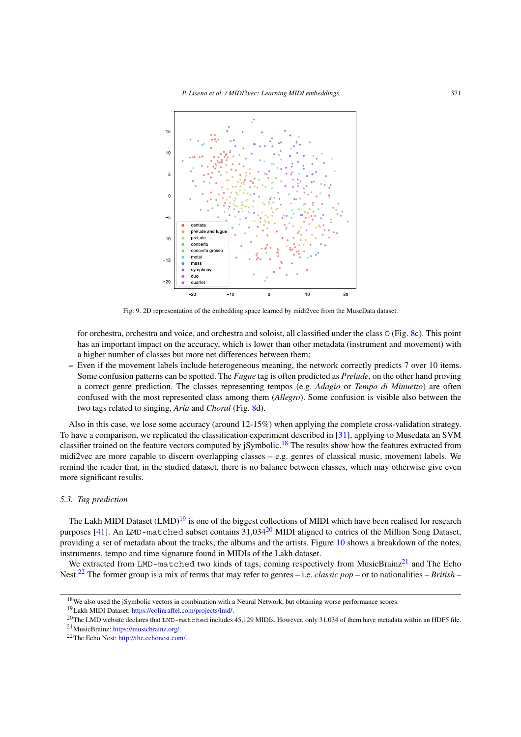Fig. 9. 2D representation of the embedding space learned by midi2vec from the MuseData dataset.

for orchestra, orchestra and voice, and orchestra and soloist, all classified under the class O (Fig. 8c). This point has an important impact on the accuracy, which is lower than other metadata (instrument and movement) with a higher number of classes but more net differences between them;

- Even if the movement labels include heterogeneous meaning, the network correctly predicts 7 over 10 items. Some confusion patterns can be spotted. The *Fugue* tag is often predicted as *Prelude*, on the other hand proving a correct genre prediction. The classes representing tempos (e.g. *Adagio* or *Tempo di Minuetto*) are often confused with the most represented class among them (*Allegro*). Some confusion is visible also between the two tags related to singing, *Aria* and *Choral* (Fig. 8d).

Also in this case, we lose some accuracy (around 12-15%) when applying the complete cross-validation strategy. To have a comparison, we replicated the classification experiment described in [31], applying to Musedata an SVM classifier trained on the feature vectors computed by jSymbolic.[18] The results show how the features extracted from midi2vec are more capable to discern overlapping classes – e.g. genres of classical music, movement labels. We remind the reader that, in the studied dataset, there is no balance between classes, which may otherwise give even more significant results.

### 5.3. Tag prediction

The Lakh MIDI Dataset (LMD)[19] is one of the biggest collections of MIDI which have been realised for research purposes [41]. An `LMD-matched` subset contains 31,034[20] MIDI aligned to entries of the Million Song Dataset, providing a set of metadata about the tracks, the albums and the artists. Figure 10 shows a breakdown of the notes, instruments, tempo and time signature found in MIDIs of the Lakh dataset.

We extracted from `LMD-matched` two kinds of tags, coming respectively from MusicBrainz[21] and The Echo Nest.[22] The former group is a mix of terms that may refer to genres – i.e. *classic pop* – or to nationalities – *British* –

[18] We also used the jSymbolic vectors in combination with a Neural Network, but obtaining worse performance scores.

[19] Lakh MIDI Dataset: https://colinraffel.com/projects/lmd/.

[20] The LMD website declares that `LMD-matched` includes 45,129 MIDIs. However, only 31,034 of them have metadata within an HDF5 file.

[21] MusicBrainz: https://musicbrainz.org/.

[22] The Echo Nest: http://the.echonest.com/.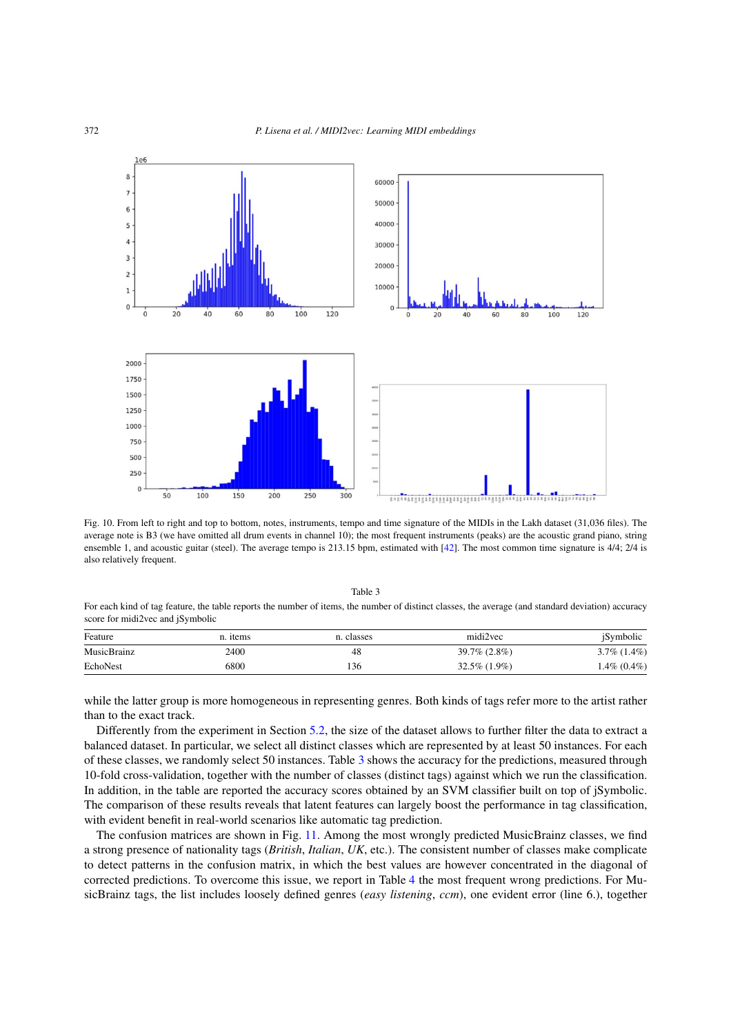Fig. 10. From left to right and top to bottom, notes, instruments, tempo and time signature of the MIDIs in the Lakh dataset (31,036 files). The average note is B3 (we have omitted all drum events in channel 10); the most frequent instruments (peaks) are the acoustic grand piano, string ensemble 1, and acoustic guitar (steel). The average tempo is 213.15 bpm, estimated with [42]. The most common time signature is 4/4; 2/4 is also relatively frequent.

Table 3

For each kind of tag feature, the table reports the number of items, the number of distinct classes, the average (and standard deviation) accuracy score for midi2vec and jSymbolic

| Feature | n. items | n. classes | midi2vec | jSymbolic |
|---|---|---|---|---|
| MusicBrainz | 2400 | 48 | 39.7% (2.8%) | 3.7% (1.4%) |
| EchoNest | 6800 | 136 | 32.5% (1.9%) | 1.4% (0.4%) |

while the latter group is more homogeneous in representing genres. Both kinds of tags refer more to the artist rather than to the exact track.

Differently from the experiment in Section 5.2, the size of the dataset allows to further filter the data to extract a balanced dataset. In particular, we select all distinct classes which are represented by at least 50 instances. For each of these classes, we randomly select 50 instances. Table 3 shows the accuracy for the predictions, measured through 10-fold cross-validation, together with the number of classes (distinct tags) against which we run the classification. In addition, in the table are reported the accuracy scores obtained by an SVM classifier built on top of jSymbolic. The comparison of these results reveals that latent features can largely boost the performance in tag classification, with evident benefit in real-world scenarios like automatic tag prediction.

The confusion matrices are shown in Fig. 11. Among the most wrongly predicted MusicBrainz classes, we find a strong presence of nationality tags (*British*, *Italian*, *UK*, etc.). The consistent number of classes make complicate to detect patterns in the confusion matrix, in which the best values are however concentrated in the diagonal of corrected predictions. To overcome this issue, we report in Table 4 the most frequent wrong predictions. For MusicBrainz tags, the list includes loosely defined genres (*easy listening*, *ccm*), one evident error (line 6.), together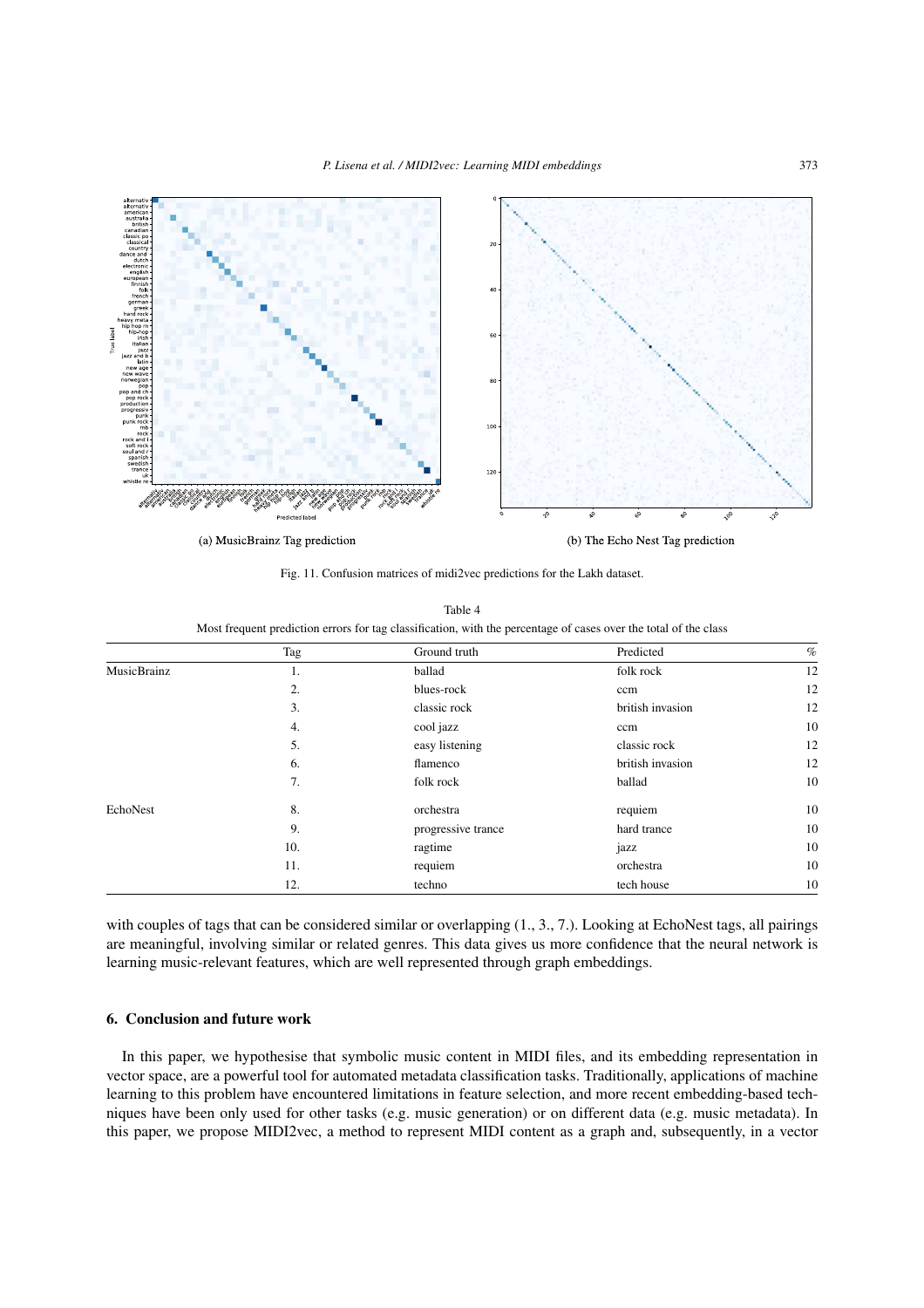(a) MusicBrainz Tag prediction

(b) The Echo Nest Tag prediction

Fig. 11. Confusion matrices of midi2vec predictions for the Lakh dataset.

Table 4

Most frequent prediction errors for tag classification, with the percentage of cases over the total of the class

| | Tag | Ground truth | Predicted | % |
|---|---|---|---|---|
| MusicBrainz | 1. | ballad | folk rock | 12 |
| | 2. | blues-rock | ccm | 12 |
| | 3. | classic rock | british invasion | 12 |
| | 4. | cool jazz | ccm | 10 |
| | 5. | easy listening | classic rock | 12 |
| | 6. | flamenco | british invasion | 12 |
| | 7. | folk rock | ballad | 10 |
| EchoNest | 8. | orchestra | requiem | 10 |
| | 9. | progressive trance | hard trance | 10 |
| | 10. | ragtime | jazz | 10 |
| | 11. | requiem | orchestra | 10 |
| | 12. | techno | tech house | 10 |

with couples of tags that can be considered similar or overlapping (1., 3., 7.). Looking at EchoNest tags, all pairings are meaningful, involving similar or related genres. This data gives us more confidence that the neural network is learning music-relevant features, which are well represented through graph embeddings.

## 6. Conclusion and future work

In this paper, we hypothesise that symbolic music content in MIDI files, and its embedding representation in vector space, are a powerful tool for automated metadata classification tasks. Traditionally, applications of machine learning to this problem have encountered limitations in feature selection, and more recent embedding-based techniques have been only used for other tasks (e.g. music generation) or on different data (e.g. music metadata). In this paper, we propose MIDI2vec, a method to represent MIDI content as a graph and, subsequently, in a vector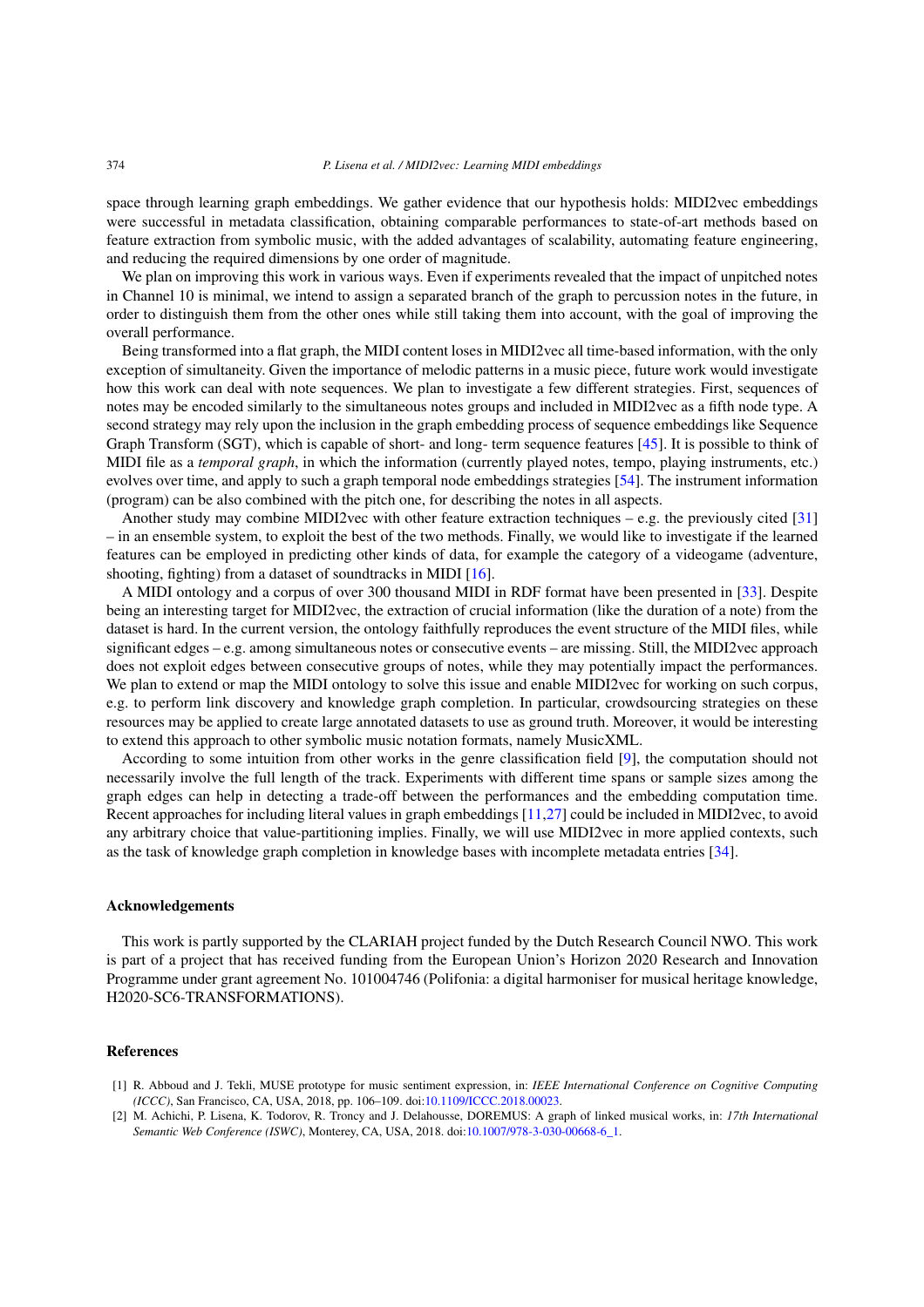space through learning graph embeddings. We gather evidence that our hypothesis holds: MIDI2vec embeddings were successful in metadata classification, obtaining comparable performances to state-of-art methods based on feature extraction from symbolic music, with the added advantages of scalability, automating feature engineering, and reducing the required dimensions by one order of magnitude.

We plan on improving this work in various ways. Even if experiments revealed that the impact of unpitched notes in Channel 10 is minimal, we intend to assign a separated branch of the graph to percussion notes in the future, in order to distinguish them from the other ones while still taking them into account, with the goal of improving the overall performance.

Being transformed into a flat graph, the MIDI content loses in MIDI2vec all time-based information, with the only exception of simultaneity. Given the importance of melodic patterns in a music piece, future work would investigate how this work can deal with note sequences. We plan to investigate a few different strategies. First, sequences of notes may be encoded similarly to the simultaneous notes groups and included in MIDI2vec as a fifth node type. A second strategy may rely upon the inclusion in the graph embedding process of sequence embeddings like Sequence Graph Transform (SGT), which is capable of short- and long- term sequence features [45]. It is possible to think of MIDI file as a *temporal graph*, in which the information (currently played notes, tempo, playing instruments, etc.) evolves over time, and apply to such a graph temporal node embeddings strategies [54]. The instrument information (program) can be also combined with the pitch one, for describing the notes in all aspects.

Another study may combine MIDI2vec with other feature extraction techniques – e.g. the previously cited [31] – in an ensemble system, to exploit the best of the two methods. Finally, we would like to investigate if the learned features can be employed in predicting other kinds of data, for example the category of a videogame (adventure, shooting, fighting) from a dataset of soundtracks in MIDI [16].

A MIDI ontology and a corpus of over 300 thousand MIDI in RDF format have been presented in [33]. Despite being an interesting target for MIDI2vec, the extraction of crucial information (like the duration of a note) from the dataset is hard. In the current version, the ontology faithfully reproduces the event structure of the MIDI files, while significant edges – e.g. among simultaneous notes or consecutive events – are missing. Still, the MIDI2vec approach does not exploit edges between consecutive groups of notes, while they may potentially impact the performances. We plan to extend or map the MIDI ontology to solve this issue and enable MIDI2vec for working on such corpus, e.g. to perform link discovery and knowledge graph completion. In particular, crowdsourcing strategies on these resources may be applied to create large annotated datasets to use as ground truth. Moreover, it would be interesting to extend this approach to other symbolic music notation formats, namely MusicXML.

According to some intuition from other works in the genre classification field [9], the computation should not necessarily involve the full length of the track. Experiments with different time spans or sample sizes among the graph edges can help in detecting a trade-off between the performances and the embedding computation time. Recent approaches for including literal values in graph embeddings [11,27] could be included in MIDI2vec, to avoid any arbitrary choice that value-partitioning implies. Finally, we will use MIDI2vec in more applied contexts, such as the task of knowledge graph completion in knowledge bases with incomplete metadata entries [34].

## Acknowledgements

This work is partly supported by the CLARIAH project funded by the Dutch Research Council NWO. This work is part of a project that has received funding from the European Union's Horizon 2020 Research and Innovation Programme under grant agreement No. 101004746 (Polifonia: a digital harmoniser for musical heritage knowledge, H2020-SC6-TRANSFORMATIONS).

## References

[1] R. Abboud and J. Tekli, MUSE prototype for music sentiment expression, in: *IEEE International Conference on Cognitive Computing (ICCC)*, San Francisco, CA, USA, 2018, pp. 106–109. doi:10.1109/ICCC.2018.00023.

[2] M. Achichi, P. Lisena, K. Todorov, R. Troncy and J. Delahousse, DOREMUS: A graph of linked musical works, in: *17th International Semantic Web Conference (ISWC)*, Monterey, CA, USA, 2018. doi:10.1007/978-3-030-00668-6_1.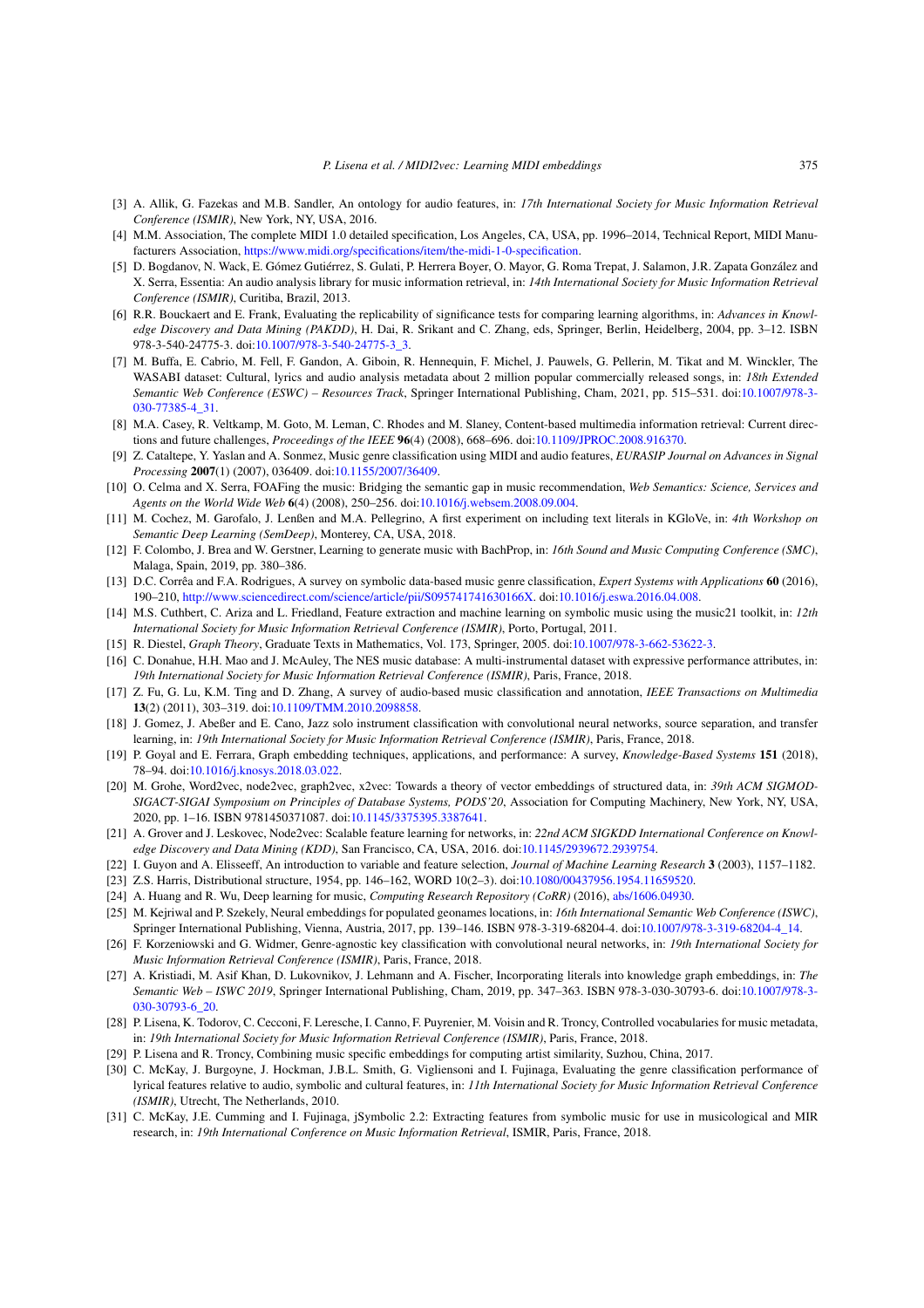[3] A. Allik, G. Fazekas and M.B. Sandler, An ontology for audio features, in: *17th International Society for Music Information Retrieval Conference (ISMIR)*, New York, NY, USA, 2016.

[4] M.M. Association, The complete MIDI 1.0 detailed specification, Los Angeles, CA, USA, pp. 1996–2014, Technical Report, MIDI Manufacturers Association, https://www.midi.org/specifications/item/the-midi-1-0-specification.

[5] D. Bogdanov, N. Wack, E. Gómez Gutiérrez, S. Gulati, P. Herrera Boyer, O. Mayor, G. Roma Trepat, J. Salamon, J.R. Zapata González and X. Serra, Essentia: An audio analysis library for music information retrieval, in: *14th International Society for Music Information Retrieval Conference (ISMIR)*, Curitiba, Brazil, 2013.

[6] R.R. Bouckaert and E. Frank, Evaluating the replicability of significance tests for comparing learning algorithms, in: *Advances in Knowledge Discovery and Data Mining (PAKDD)*, H. Dai, R. Srikant and C. Zhang, eds, Springer, Berlin, Heidelberg, 2004, pp. 3–12. ISBN 978-3-540-24775-3. doi:10.1007/978-3-540-24775-3_3.

[7] M. Buffa, E. Cabrio, M. Fell, F. Gandon, A. Giboin, R. Hennequin, F. Michel, J. Pauwels, G. Pellerin, M. Tikat and M. Winckler, The WASABI dataset: Cultural, lyrics and audio analysis metadata about 2 million popular commercially released songs, in: *18th Extended Semantic Web Conference (ESWC) – Resources Track*, Springer International Publishing, Cham, 2021, pp. 515–531. doi:10.1007/978-3-030-77385-4_31.

[8] M.A. Casey, R. Veltkamp, M. Goto, M. Leman, C. Rhodes and M. Slaney, Content-based multimedia information retrieval: Current directions and future challenges, *Proceedings of the IEEE* **96**(4) (2008), 668–696. doi:10.1109/JPROC.2008.916370.

[9] Z. Cataltepe, Y. Yaslan and A. Sonmez, Music genre classification using MIDI and audio features, *EURASIP Journal on Advances in Signal Processing* **2007**(1) (2007), 036409. doi:10.1155/2007/36409.

[10] O. Celma and X. Serra, FOAFing the music: Bridging the semantic gap in music recommendation, *Web Semantics: Science, Services and Agents on the World Wide Web* **6**(4) (2008), 250–256. doi:10.1016/j.websem.2008.09.004.

[11] M. Cochez, M. Garofalo, J. Lenßen and M.A. Pellegrino, A first experiment on including text literals in KGloVe, in: *4th Workshop on Semantic Deep Learning (SemDeep)*, Monterey, CA, USA, 2018.

[12] F. Colombo, J. Brea and W. Gerstner, Learning to generate music with BachProp, in: *16th Sound and Music Computing Conference (SMC)*, Malaga, Spain, 2019, pp. 380–386.

[13] D.C. Corrêa and F.A. Rodrigues, A survey on symbolic data-based music genre classification, *Expert Systems with Applications* **60** (2016), 190–210, http://www.sciencedirect.com/science/article/pii/S095741741630166X. doi:10.1016/j.eswa.2016.04.008.

[14] M.S. Cuthbert, C. Ariza and L. Friedland, Feature extraction and machine learning on symbolic music using the music21 toolkit, in: *12th International Society for Music Information Retrieval Conference (ISMIR)*, Porto, Portugal, 2011.

[15] R. Diestel, *Graph Theory*, Graduate Texts in Mathematics, Vol. 173, Springer, 2005. doi:10.1007/978-3-662-53622-3.

[16] C. Donahue, H.H. Mao and J. McAuley, The NES music database: A multi-instrumental dataset with expressive performance attributes, in: *19th International Society for Music Information Retrieval Conference (ISMIR)*, Paris, France, 2018.

[17] Z. Fu, G. Lu, K.M. Ting and D. Zhang, A survey of audio-based music classification and annotation, *IEEE Transactions on Multimedia* **13**(2) (2011), 303–319. doi:10.1109/TMM.2010.2098858.

[18] J. Gomez, J. Abeßer and E. Cano, Jazz solo instrument classification with convolutional neural networks, source separation, and transfer learning, in: *19th International Society for Music Information Retrieval Conference (ISMIR)*, Paris, France, 2018.

[19] P. Goyal and E. Ferrara, Graph embedding techniques, applications, and performance: A survey, *Knowledge-Based Systems* **151** (2018), 78–94. doi:10.1016/j.knosys.2018.03.022.

[20] M. Grohe, Word2vec, node2vec, graph2vec, x2vec: Towards a theory of vector embeddings of structured data, in: *39th ACM SIGMOD-SIGACT-SIGAI Symposium on Principles of Database Systems, PODS'20*, Association for Computing Machinery, New York, NY, USA, 2020, pp. 1–16. ISBN 9781450371087. doi:10.1145/3375395.3387641.

[21] A. Grover and J. Leskovec, Node2vec: Scalable feature learning for networks, in: *22nd ACM SIGKDD International Conference on Knowledge Discovery and Data Mining (KDD)*, San Francisco, CA, USA, 2016. doi:10.1145/2939672.2939754.

[22] I. Guyon and A. Elisseeff, An introduction to variable and feature selection, *Journal of Machine Learning Research* **3** (2003), 1157–1182.

[23] Z.S. Harris, Distributional structure, 1954, pp. 146–162, WORD 10(2–3). doi:10.1080/00437956.1954.11659520.

[24] A. Huang and R. Wu, Deep learning for music, *Computing Research Repository (CoRR)* (2016), abs/1606.04930.

[25] M. Kejriwal and P. Szekely, Neural embeddings for populated geonames locations, in: *16th International Semantic Web Conference (ISWC)*, Springer International Publishing, Vienna, Austria, 2017, pp. 139–146. ISBN 978-3-319-68204-4. doi:10.1007/978-3-319-68204-4_14.

[26] F. Korzeniowski and G. Widmer, Genre-agnostic key classification with convolutional neural networks, in: *19th International Society for Music Information Retrieval Conference (ISMIR)*, Paris, France, 2018.

[27] A. Kristiadi, M. Asif Khan, D. Lukovnikov, J. Lehmann and A. Fischer, Incorporating literals into knowledge graph embeddings, in: *The Semantic Web – ISWC 2019*, Springer International Publishing, Cham, 2019, pp. 347–363. ISBN 978-3-030-30793-6. doi:10.1007/978-3-030-30793-6_20.

[28] P. Lisena, K. Todorov, C. Cecconi, F. Leresche, I. Canno, F. Puyrenier, M. Voisin and R. Troncy, Controlled vocabularies for music metadata, in: *19th International Society for Music Information Retrieval Conference (ISMIR)*, Paris, France, 2018.

[29] P. Lisena and R. Troncy, Combining music specific embeddings for computing artist similarity, Suzhou, China, 2017.

[30] C. McKay, J. Burgoyne, J. Hockman, J.B.L. Smith, G. Vigliensoni and I. Fujinaga, Evaluating the genre classification performance of lyrical features relative to audio, symbolic and cultural features, in: *11th International Society for Music Information Retrieval Conference (ISMIR)*, Utrecht, The Netherlands, 2010.

[31] C. McKay, J.E. Cumming and I. Fujinaga, jSymbolic 2.2: Extracting features from symbolic music for use in musicological and MIR research, in: *19th International Conference on Music Information Retrieval*, ISMIR, Paris, France, 2018.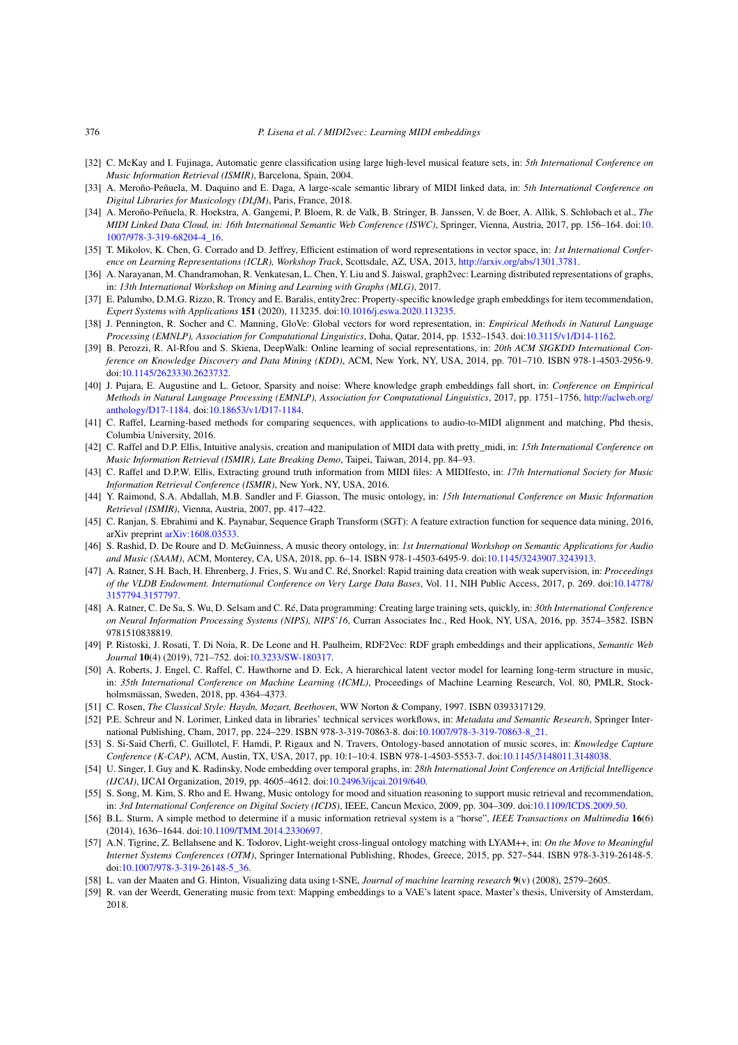- [32] C. McKay and I. Fujinaga, Automatic genre classification using large high-level musical feature sets, in: *5th International Conference on Music Information Retrieval (ISMIR)*, Barcelona, Spain, 2004.
- [33] A. Meroño-Peñuela, M. Daquino and E. Daga, A large-scale semantic library of MIDI linked data, in: *5th International Conference on Digital Libraries for Musicology (DLfM)*, Paris, France, 2018.
- [34] A. Meroño-Peñuela, R. Hoekstra, A. Gangemi, P. Bloem, R. de Valk, B. Stringer, B. Janssen, V. de Boer, A. Allik, S. Schlobach et al., *The MIDI Linked Data Cloud, in: 16th International Semantic Web Conference (ISWC)*, Springer, Vienna, Austria, 2017, pp. 156–164. doi:10.1007/978-3-319-68204-4_16.
- [35] T. Mikolov, K. Chen, G. Corrado and D. Jeffrey, Efficient estimation of word representations in vector space, in: *1st International Conference on Learning Representations (ICLR), Workshop Track*, Scottsdale, AZ, USA, 2013, http://arxiv.org/abs/1301.3781.
- [36] A. Narayanan, M. Chandramohan, R. Venkatesan, L. Chen, Y. Liu and S. Jaiswal, graph2vec: Learning distributed representations of graphs, in: *13th International Workshop on Mining and Learning with Graphs (MLG)*, 2017.
- [37] E. Palumbo, D.M.G. Rizzo, R. Troncy and E. Baralis, entity2rec: Property-specific knowledge graph embeddings for item tecommendation, *Expert Systems with Applications* **151** (2020), 113235. doi:10.1016/j.eswa.2020.113235.
- [38] J. Pennington, R. Socher and C. Manning, GloVe: Global vectors for word representation, in: *Empirical Methods in Natural Language Processing (EMNLP), Association for Computational Linguistics*, Doha, Qatar, 2014, pp. 1532–1543. doi:10.3115/v1/D14-1162.
- [39] B. Perozzi, R. Al-Rfou and S. Skiena, DeepWalk: Online learning of social representations, in: *20th ACM SIGKDD International Conference on Knowledge Discovery and Data Mining (KDD)*, ACM, New York, NY, USA, 2014, pp. 701–710. ISBN 978-1-4503-2956-9. doi:10.1145/2623330.2623732.
- [40] J. Pujara, E. Augustine and L. Getoor, Sparsity and noise: Where knowledge graph embeddings fall short, in: *Conference on Empirical Methods in Natural Language Processing (EMNLP), Association for Computational Linguistics*, 2017, pp. 1751–1756, http://aclweb.org/anthology/D17-1184. doi:10.18653/v1/D17-1184.
- [41] C. Raffel, Learning-based methods for comparing sequences, with applications to audio-to-MIDI alignment and matching, Phd thesis, Columbia University, 2016.
- [42] C. Raffel and D.P. Ellis, Intuitive analysis, creation and manipulation of MIDI data with pretty_midi, in: *15th International Conference on Music Information Retrieval (ISMIR), Late Breaking Demo*, Taipei, Taiwan, 2014, pp. 84–93.
- [43] C. Raffel and D.P.W. Ellis, Extracting ground truth information from MIDI files: A MIDIfesto, in: *17th International Society for Music Information Retrieval Conference (ISMIR)*, New York, NY, USA, 2016.
- [44] Y. Raimond, S.A. Abdallah, M.B. Sandler and F. Giasson, The music ontology, in: *15th International Conference on Music Information Retrieval (ISMIR)*, Vienna, Austria, 2007, pp. 417–422.
- [45] C. Ranjan, S. Ebrahimi and K. Paynabar, Sequence Graph Transform (SGT): A feature extraction function for sequence data mining, 2016, arXiv preprint arXiv:1608.03533.
- [46] S. Rashid, D. De Roure and D. McGuinness, A music theory ontology, in: *1st International Workshop on Semantic Applications for Audio and Music (SAAM)*, ACM, Monterey, CA, USA, 2018, pp. 6–14. ISBN 978-1-4503-6495-9. doi:10.1145/3243907.3243913.
- [47] A. Ratner, S.H. Bach, H. Ehrenberg, J. Fries, S. Wu and C. Ré, Snorkel: Rapid training data creation with weak supervision, in: *Proceedings of the VLDB Endowment. International Conference on Very Large Data Bases*, Vol. 11, NIH Public Access, 2017, p. 269. doi:10.14778/3157794.3157797.
- [48] A. Ratner, C. De Sa, S. Wu, D. Selsam and C. Ré, Data programming: Creating large training sets, quickly, in: *30th International Conference on Neural Information Processing Systems (NIPS), NIPS'16*, Curran Associates Inc., Red Hook, NY, USA, 2016, pp. 3574–3582. ISBN 9781510838819.
- [49] P. Ristoski, J. Rosati, T. Di Noia, R. De Leone and H. Paulheim, RDF2Vec: RDF graph embeddings and their applications, *Semantic Web Journal* **10**(4) (2019), 721–752. doi:10.3233/SW-180317.
- [50] A. Roberts, J. Engel, C. Raffel, C. Hawthorne and D. Eck, A hierarchical latent vector model for learning long-term structure in music, in: *35th International Conference on Machine Learning (ICML)*, Proceedings of Machine Learning Research, Vol. 80, PMLR, Stockholmsmässan, Sweden, 2018, pp. 4364–4373.
- [51] C. Rosen, *The Classical Style: Haydn, Mozart, Beethoven*, WW Norton & Company, 1997. ISBN 0393317129.
- [52] P.E. Schreur and N. Lorimer, Linked data in libraries' technical services workflows, in: *Metadata and Semantic Research*, Springer International Publishing, Cham, 2017, pp. 224–229. ISBN 978-3-319-70863-8. doi:10.1007/978-3-319-70863-8_21.
- [53] S. Si-Said Cherfi, C. Guillotel, F. Hamdi, P. Rigaux and N. Travers, Ontology-based annotation of music scores, in: *Knowledge Capture Conference (K-CAP)*, ACM, Austin, TX, USA, 2017, pp. 10:1–10:4. ISBN 978-1-4503-5553-7. doi:10.1145/3148011.3148038.
- [54] U. Singer, I. Guy and K. Radinsky, Node embedding over temporal graphs, in: *28th International Joint Conference on Artificial Intelligence (IJCAI)*, IJCAI Organization, 2019, pp. 4605–4612. doi:10.24963/ijcai.2019/640.
- [55] S. Song, M. Kim, S. Rho and E. Hwang, Music ontology for mood and situation reasoning to support music retrieval and recommendation, in: *3rd International Conference on Digital Society (ICDS)*, IEEE, Cancun Mexico, 2009, pp. 304–309. doi:10.1109/ICDS.2009.50.
- [56] B.L. Sturm, A simple method to determine if a music information retrieval system is a "horse", *IEEE Transactions on Multimedia* **16**(6) (2014), 1636–1644. doi:10.1109/TMM.2014.2330697.
- [57] A.N. Tigrine, Z. Bellahsene and K. Todorov, Light-weight cross-lingual ontology matching with LYAM++, in: *On the Move to Meaningful Internet Systems Conferences (OTM)*, Springer International Publishing, Rhodes, Greece, 2015, pp. 527–544. ISBN 978-3-319-26148-5. doi:10.1007/978-3-319-26148-5_36.
- [58] L. van der Maaten and G. Hinton, Visualizing data using t-SNE, *Journal of machine learning research* **9**(v) (2008), 2579–2605.
- [59] R. van der Weerdt, Generating music from text: Mapping embeddings to a VAE's latent space, Master's thesis, University of Amsterdam, 2018.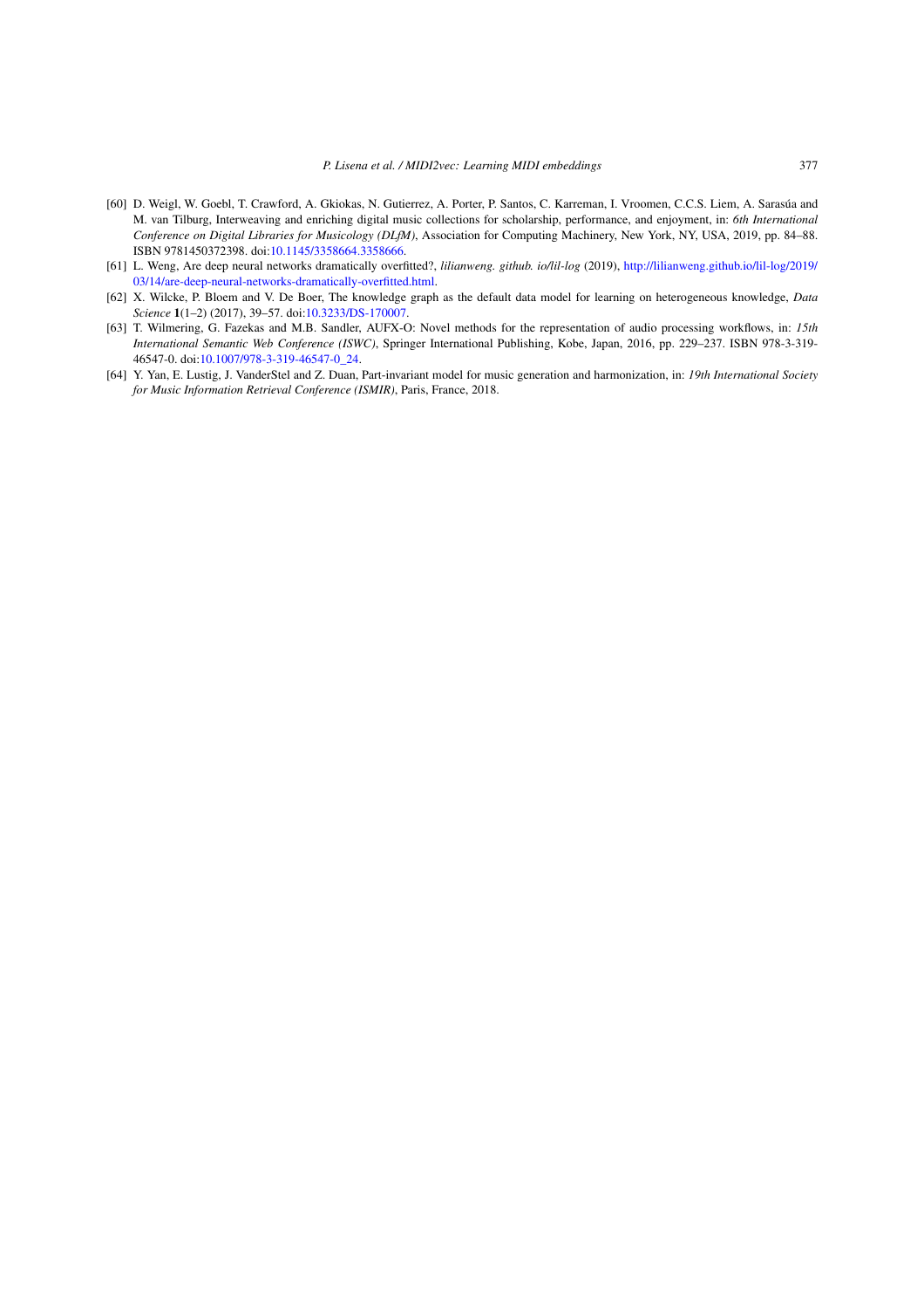[60] D. Weigl, W. Goebl, T. Crawford, A. Gkiokas, N. Gutierrez, A. Porter, P. Santos, C. Karreman, I. Vroomen, C.C.S. Liem, A. Sarasúa and M. van Tilburg, Interweaving and enriching digital music collections for scholarship, performance, and enjoyment, in: *6th International Conference on Digital Libraries for Musicology (DLfM)*, Association for Computing Machinery, New York, NY, USA, 2019, pp. 84–88. ISBN 9781450372398. doi:10.1145/3358664.3358666.

[61] L. Weng, Are deep neural networks dramatically overfitted?, *lilianweng. github. io/lil-log* (2019), http://lilianweng.github.io/lil-log/2019/03/14/are-deep-neural-networks-dramatically-overfitted.html.

[62] X. Wilcke, P. Bloem and V. De Boer, The knowledge graph as the default data model for learning on heterogeneous knowledge, *Data Science* **1**(1–2) (2017), 39–57. doi:10.3233/DS-170007.

[63] T. Wilmering, G. Fazekas and M.B. Sandler, AUFX-O: Novel methods for the representation of audio processing workflows, in: *15th International Semantic Web Conference (ISWC)*, Springer International Publishing, Kobe, Japan, 2016, pp. 229–237. ISBN 978-3-319-46547-0. doi:10.1007/978-3-319-46547-0_24.

[64] Y. Yan, E. Lustig, J. VanderStel and Z. Duan, Part-invariant model for music generation and harmonization, in: *19th International Society for Music Information Retrieval Conference (ISMIR)*, Paris, France, 2018.